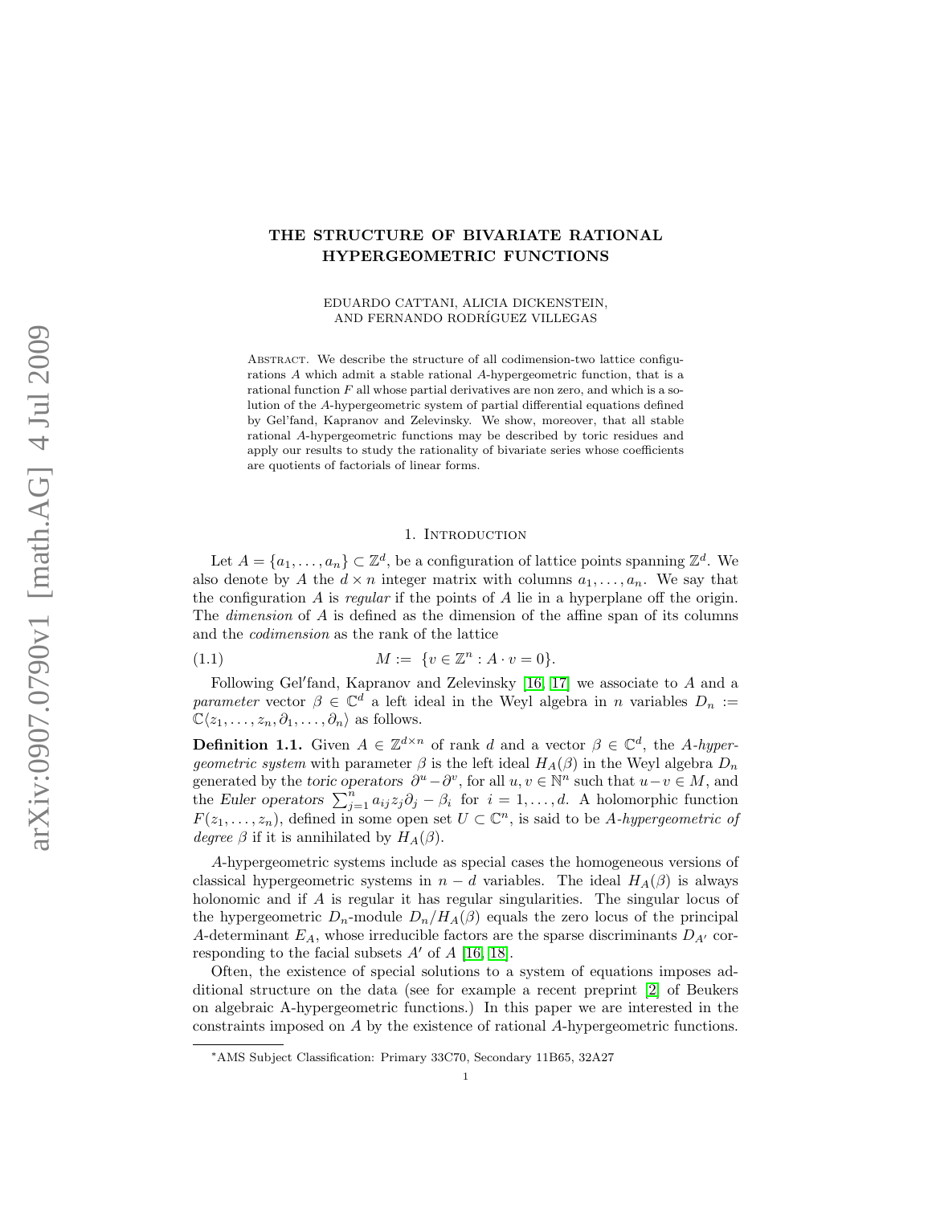# THE STRUCTURE OF BIVARIATE RATIONAL HYPERGEOMETRIC FUNCTIONS

EDUARDO CATTANI, ALICIA DICKENSTEIN, AND FERNANDO RODRÍGUEZ VILLEGAS

Abstract. We describe the structure of all codimension-two lattice configurations $A$ which admit a stable rational $A$-hypergeometric function, that is a rational function $F$ all whose partial derivatives are non zero, and which is a solution of the $A$-hypergeometric system of partial differential equations defined by Gel'fand, Kapranov and Zelevinsky. We show, moreover, that all stable rational $A$-hypergeometric functions may be described by toric residues and apply our results to study the rationality of bivariate series whose coefficients are quotients of factorials of linear forms.

## 1. Introduction

Let $A = \{a_1, \ldots, a_n\} \subset \mathbb{Z}^d$, be a configuration of lattice points spanning $\mathbb{Z}^d$. We also denote by $A$ the $d \times n$ integer matrix with columns $a_1, \ldots, a_n$. We say that the configuration $A$ is *regular* if the points of $A$ lie in a hyperplane off the origin. The *dimension* of $A$ is defined as the dimension of the affine span of its columns and the *codimension* as the rank of the lattice

$$M := \{v \in \mathbb{Z}^n : A \cdot v = 0\}. \tag{1.1}$$

Following Gel'fand, Kapranov and Zelevinsky [16, 17] we associate to $A$ and a *parameter* vector $\beta \in \mathbb{C}^d$ a left ideal in the Weyl algebra in $n$ variables $D_n := \mathbb{C}\langle z_1, \ldots, z_n, \partial_1, \ldots, \partial_n\rangle$ as follows.

**Definition 1.1.** Given $A \in \mathbb{Z}^{d\times n}$ of rank $d$ and a vector $\beta \in \mathbb{C}^d$, the *$A$-hypergeometric system* with parameter $\beta$ is the left ideal $H_A(\beta)$ in the Weyl algebra $D_n$ generated by the *toric operators* $\partial^u - \partial^v$, for all $u, v \in \mathbb{N}^n$ such that $u - v \in M$, and the *Euler operators* $\sum_{j=1}^n a_{ij} z_j \partial_j - \beta_i$ for $i = 1, \ldots, d$. A holomorphic function $F(z_1, \ldots, z_n)$, defined in some open set $U \subset \mathbb{C}^n$, is said to be *$A$-hypergeometric of degree $\beta$* if it is annihilated by $H_A(\beta)$.

$A$-hypergeometric systems include as special cases the homogeneous versions of classical hypergeometric systems in $n - d$ variables. The ideal $H_A(\beta)$ is always holonomic and if $A$ is regular it has regular singularities. The singular locus of the hypergeometric $D_n$-module $D_n/H_A(\beta)$ equals the zero locus of the principal $A$-determinant $E_A$, whose irreducible factors are the sparse discriminants $D_{A'}$ corresponding to the facial subsets $A'$ of $A$ [16, 18].

Often, the existence of special solutions to a system of equations imposes additional structure on the data (see for example a recent preprint [2] of Beukers on algebraic A-hypergeometric functions.) In this paper we are interested in the constraints imposed on $A$ by the existence of rational $A$-hypergeometric functions.

*AMS Subject Classification: Primary 33C70, Secondary 11B65, 32A27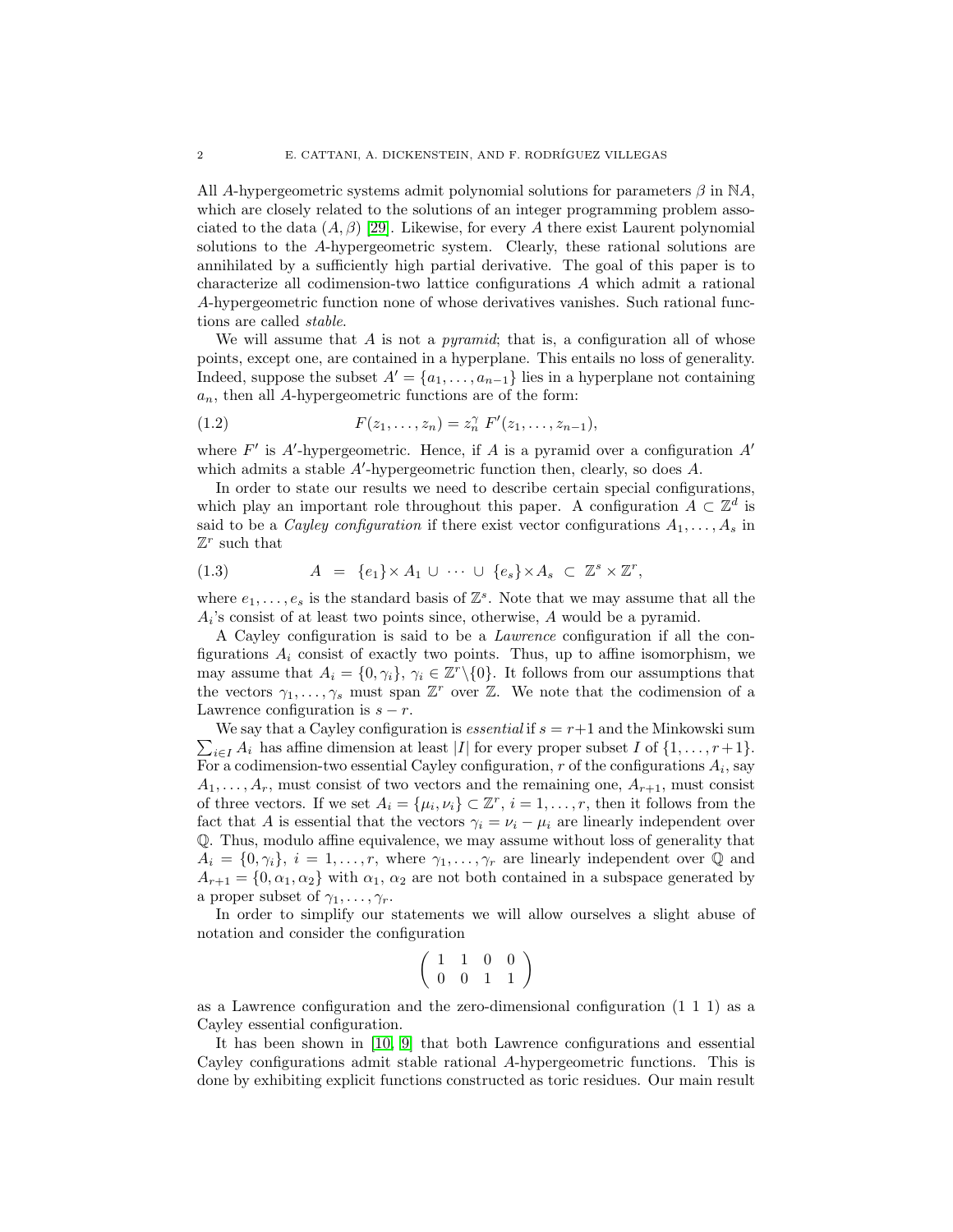All $A$-hypergeometric systems admit polynomial solutions for parameters $\beta$ in $\mathbb{N}A$, which are closely related to the solutions of an integer programming problem associated to the data $(A, \beta)$ [29]. Likewise, for every $A$ there exist Laurent polynomial solutions to the $A$-hypergeometric system. Clearly, these rational solutions are annihilated by a sufficiently high partial derivative. The goal of this paper is to characterize all codimension-two lattice configurations $A$ which admit a rational $A$-hypergeometric function none of whose derivatives vanishes. Such rational functions are called *stable*.

We will assume that $A$ is not a *pyramid*; that is, a configuration all of whose points, except one, are contained in a hyperplane. This entails no loss of generality. Indeed, suppose the subset $A' = \{a_1, \ldots, a_{n-1}\}$ lies in a hyperplane not containing $a_n$, then all $A$-hypergeometric functions are of the form:

$$F(z_1, \ldots, z_n) = z_n^{\gamma}\, F'(z_1, \ldots, z_{n-1}), \tag{1.2}$$

where $F'$ is $A'$-hypergeometric. Hence, if $A$ is a pyramid over a configuration $A'$ which admits a stable $A'$-hypergeometric function then, clearly, so does $A$.

In order to state our results we need to describe certain special configurations, which play an important role throughout this paper. A configuration $A \subset \mathbb{Z}^d$ is said to be a *Cayley configuration* if there exist vector configurations $A_1, \ldots, A_s$ in $\mathbb{Z}^r$ such that

$$A \;=\; \{e_1\}\times A_1 \,\cup\, \cdots \,\cup\, \{e_s\}\times A_s \;\subset\; \mathbb{Z}^s \times \mathbb{Z}^r, \tag{1.3}$$

where $e_1, \ldots, e_s$ is the standard basis of $\mathbb{Z}^s$. Note that we may assume that all the $A_i$'s consist of at least two points since, otherwise, $A$ would be a pyramid.

A Cayley configuration is said to be a *Lawrence* configuration if all the configurations $A_i$ consist of exactly two points. Thus, up to affine isomorphism, we may assume that $A_i = \{0, \gamma_i\}$, $\gamma_i \in \mathbb{Z}^r\backslash\{0\}$. It follows from our assumptions that the vectors $\gamma_1, \ldots, \gamma_s$ must span $\mathbb{Z}^r$ over $\mathbb{Z}$. We note that the codimension of a Lawrence configuration is $s - r$.

We say that a Cayley configuration is *essential* if $s = r+1$ and the Minkowski sum $\sum_{i\in I} A_i$ has affine dimension at least $|I|$ for every proper subset $I$ of $\{1, \ldots, r+1\}$. For a codimension-two essential Cayley configuration, $r$ of the configurations $A_i$, say $A_1, \ldots, A_r$, must consist of two vectors and the remaining one, $A_{r+1}$, must consist of three vectors. If we set $A_i = \{\mu_i, \nu_i\} \subset \mathbb{Z}^r$, $i = 1, \ldots, r$, then it follows from the fact that $A$ is essential that the vectors $\gamma_i = \nu_i - \mu_i$ are linearly independent over $\mathbb{Q}$. Thus, modulo affine equivalence, we may assume without loss of generality that $A_i = \{0, \gamma_i\}$, $i = 1, \ldots, r$, where $\gamma_1, \ldots, \gamma_r$ are linearly independent over $\mathbb{Q}$ and $A_{r+1} = \{0, \alpha_1, \alpha_2\}$ with $\alpha_1$, $\alpha_2$ are not both contained in a subspace generated by a proper subset of $\gamma_1, \ldots, \gamma_r$.

In order to simplify our statements we will allow ourselves a slight abuse of notation and consider the configuration

$$\begin{pmatrix} 1 & 1 & 0 & 0 \\ 0 & 0 & 1 & 1 \end{pmatrix}$$

as a Lawrence configuration and the zero-dimensional configuration $(1\ 1\ 1)$ as a Cayley essential configuration.

It has been shown in [10, 9] that both Lawrence configurations and essential Cayley configurations admit stable rational $A$-hypergeometric functions. This is done by exhibiting explicit functions constructed as toric residues. Our main result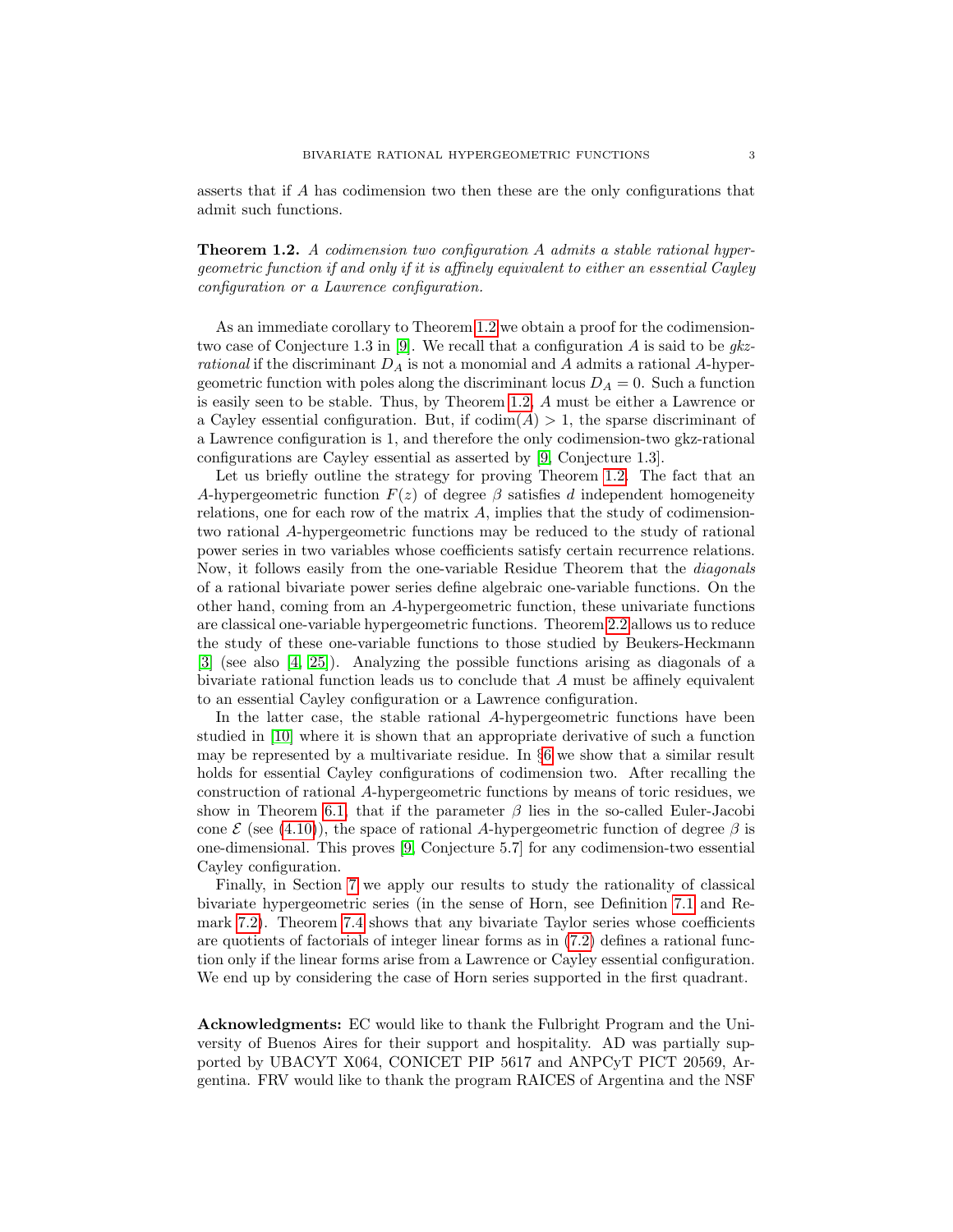asserts that if $A$ has codimension two then these are the only configurations that admit such functions.

**Theorem 1.2.** *A codimension two configuration $A$ admits a stable rational hypergeometric function if and only if it is affinely equivalent to either an essential Cayley configuration or a Lawrence configuration.*

As an immediate corollary to Theorem 1.2 we obtain a proof for the codimension-two case of Conjecture 1.3 in [9]. We recall that a configuration $A$ is said to be *gkz-rational* if the discriminant $D_A$ is not a monomial and $A$ admits a rational $A$-hypergeometric function with poles along the discriminant locus $D_A = 0$. Such a function is easily seen to be stable. Thus, by Theorem 1.2, $A$ must be either a Lawrence or a Cayley essential configuration. But, if $\operatorname{codim}(A) > 1$, the sparse discriminant of a Lawrence configuration is 1, and therefore the only codimension-two gkz-rational configurations are Cayley essential as asserted by [9, Conjecture 1.3].

Let us briefly outline the strategy for proving Theorem 1.2. The fact that an $A$-hypergeometric function $F(z)$ of degree $\beta$ satisfies $d$ independent homogeneity relations, one for each row of the matrix $A$, implies that the study of codimension-two rational $A$-hypergeometric functions may be reduced to the study of rational power series in two variables whose coefficients satisfy certain recurrence relations. Now, it follows easily from the one-variable Residue Theorem that the *diagonals* of a rational bivariate power series define algebraic one-variable functions. On the other hand, coming from an $A$-hypergeometric function, these univariate functions are classical one-variable hypergeometric functions. Theorem 2.2 allows us to reduce the study of these one-variable functions to those studied by Beukers-Heckmann [3] (see also [4, 25]). Analyzing the possible functions arising as diagonals of a bivariate rational function leads us to conclude that $A$ must be affinely equivalent to an essential Cayley configuration or a Lawrence configuration.

In the latter case, the stable rational $A$-hypergeometric functions have been studied in [10] where it is shown that an appropriate derivative of such a function may be represented by a multivariate residue. In §6 we show that a similar result holds for essential Cayley configurations of codimension two. After recalling the construction of rational $A$-hypergeometric functions by means of toric residues, we show in Theorem 6.1, that if the parameter $\beta$ lies in the so-called Euler-Jacobi cone $\mathcal{E}$ (see (4.10)), the space of rational $A$-hypergeometric function of degree $\beta$ is one-dimensional. This proves [9, Conjecture 5.7] for any codimension-two essential Cayley configuration.

Finally, in Section 7 we apply our results to study the rationality of classical bivariate hypergeometric series (in the sense of Horn, see Definition 7.1 and Remark 7.2). Theorem 7.4 shows that any bivariate Taylor series whose coefficients are quotients of factorials of integer linear forms as in (7.2) defines a rational function only if the linear forms arise from a Lawrence or Cayley essential configuration. We end up by considering the case of Horn series supported in the first quadrant.

**Acknowledgments:** EC would like to thank the Fulbright Program and the University of Buenos Aires for their support and hospitality. AD was partially supported by UBACYT X064, CONICET PIP 5617 and ANPCyT PICT 20569, Argentina. FRV would like to thank the program RAICES of Argentina and the NSF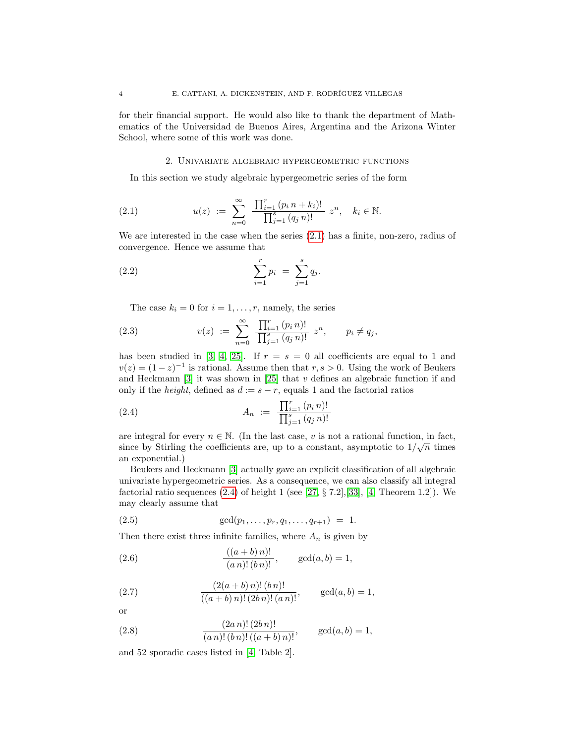for their financial support. He would also like to thank the department of Mathematics of the Universidad de Buenos Aires, Argentina and the Arizona Winter School, where some of this work was done.

## 2. Univariate algebraic hypergeometric functions

In this section we study algebraic hypergeometric series of the form

$$u(z) \;:=\; \sum_{n=0}^{\infty} \frac{\prod_{i=1}^{r}(p_i\,n+k_i)!}{\prod_{j=1}^{s}(q_j\,n)!}\; z^n, \quad k_i \in \mathbb{N}. \tag{2.1}$$

We are interested in the case when the series (2.1) has a finite, non-zero, radius of convergence. Hence we assume that

$$\sum_{i=1}^{r} p_i \;=\; \sum_{j=1}^{s} q_j. \tag{2.2}$$

The case $k_i = 0$ for $i = 1, \ldots, r$, namely, the series

$$v(z) \;:=\; \sum_{n=0}^{\infty} \frac{\prod_{i=1}^{r}(p_i\,n)!}{\prod_{j=1}^{s}(q_j\,n)!}\; z^n, \qquad p_i \neq q_j, \tag{2.3}$$

has been studied in [3, 4, 25]. If $r = s = 0$ all coefficients are equal to 1 and $v(z) = (1-z)^{-1}$ is rational. Assume then that $r, s > 0$. Using the work of Beukers and Heckmann [3] it was shown in [25] that $v$ defines an algebraic function if and only if the *height*, defined as $d := s - r$, equals 1 and the factorial ratios

$$A_n \;:=\; \frac{\prod_{i=1}^{r}(p_i\,n)!}{\prod_{j=1}^{s}(q_j\,n)!} \tag{2.4}$$

are integral for every $n \in \mathbb{N}$. (In the last case, $v$ is not a rational function, in fact, since by Stirling the coefficients are, up to a constant, asymptotic to $1/\sqrt{n}$ times an exponential.)

Beukers and Heckmann [3] actually gave an explicit classification of all algebraic univariate hypergeometric series. As a consequence, we can also classify all integral factorial ratio sequences (2.4) of height 1 (see [27, § 7.2],[33], [4, Theorem 1.2]). We may clearly assume that

$$\gcd(p_1, \ldots, p_r, q_1, \ldots, q_{r+1}) \;=\; 1. \tag{2.5}$$

Then there exist three infinite families, where $A_n$ is given by

$$\frac{((a+b)\,n)!}{(a\,n)!\,(b\,n)!}, \qquad \gcd(a,b) = 1, \tag{2.6}$$

$$\frac{(2(a+b)\,n)!\,(b\,n)!}{((a+b)\,n)!\,(2b\,n)!\,(a\,n)!}, \qquad \gcd(a,b) = 1, \tag{2.7}$$

or

$$\frac{(2a\,n)!\,(2b\,n)!}{(a\,n)!\,(b\,n)!\,((a+b)\,n)!}, \qquad \gcd(a,b) = 1, \tag{2.8}$$

and 52 sporadic cases listed in [4, Table 2].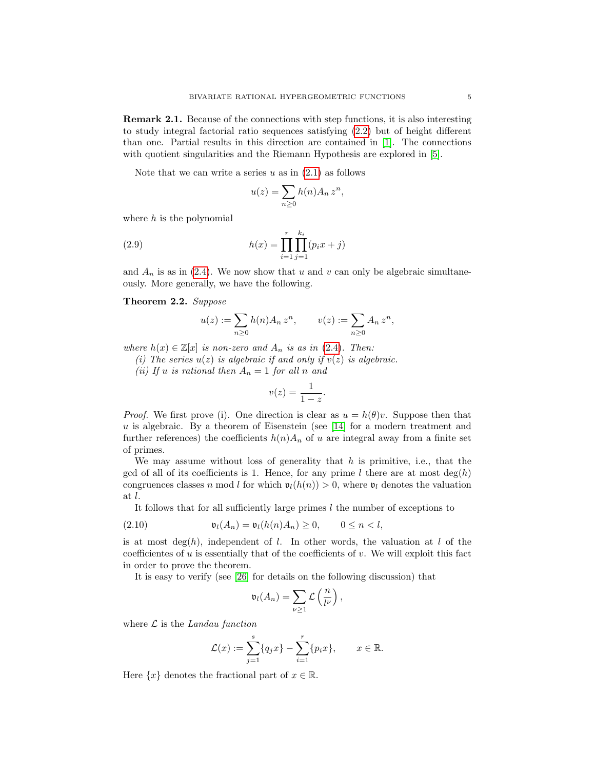**Remark 2.1.** Because of the connections with step functions, it is also interesting to study integral factorial ratio sequences satisfying (2.2) but of height different than one. Partial results in this direction are contained in [1]. The connections with quotient singularities and the Riemann Hypothesis are explored in [5].

Note that we can write a series $u$ as in (2.1) as follows

$$u(z) = \sum_{n\geq 0} h(n) A_n \, z^n,$$

where $h$ is the polynomial

$$h(x) = \prod_{i=1}^{r} \prod_{j=1}^{k_i} (p_i x + j) \tag{2.9}$$

and $A_n$ is as in (2.4). We now show that $u$ and $v$ can only be algebraic simultaneously. More generally, we have the following.

**Theorem 2.2.** *Suppose*

$$u(z) := \sum_{n\geq 0} h(n) A_n \, z^n, \qquad v(z) := \sum_{n\geq 0} A_n \, z^n,$$

*where $h(x) \in \mathbb{Z}[x]$ is non-zero and $A_n$ is as in (2.4). Then:*

*(i) The series $u(z)$ is algebraic if and only if $v(z)$ is algebraic.*

*(ii) If $u$ is rational then $A_n = 1$ for all $n$ and*

$$v(z) = \frac{1}{1-z}.$$

*Proof.* We first prove (i). One direction is clear as $u = h(\theta)v$. Suppose then that $u$ is algebraic. By a theorem of Eisenstein (see [14] for a modern treatment and further references) the coefficients $h(n)A_n$ of $u$ are integral away from a finite set of primes.

We may assume without loss of generality that $h$ is primitive, i.e., that the gcd of all of its coefficients is 1. Hence, for any prime $l$ there are at most $\deg(h)$ congruences classes $n \bmod l$ for which $\mathfrak{v}_l(h(n)) > 0$, where $\mathfrak{v}_l$ denotes the valuation at $l$.

It follows that for all sufficiently large primes $l$ the number of exceptions to

$$\mathfrak{v}_l(A_n) = \mathfrak{v}_l(h(n)A_n) \geq 0, \qquad 0 \leq n < l, \tag{2.10}$$

is at most $\deg(h)$, independent of $l$. In other words, the valuation at $l$ of the coefficientes of $u$ is essentially that of the coefficients of $v$. We will exploit this fact in order to prove the theorem.

It is easy to verify (see [26] for details on the following discussion) that

$$\mathfrak{v}_l(A_n) = \sum_{\nu \geq 1} \mathcal{L}\left(\frac{n}{l^\nu}\right),$$

where $\mathcal{L}$ is the *Landau function*

$$\mathcal{L}(x) := \sum_{j=1}^{s} \{q_j x\} - \sum_{i=1}^{r} \{p_i x\}, \qquad x \in \mathbb{R}.$$

Here $\{x\}$ denotes the fractional part of $x \in \mathbb{R}$.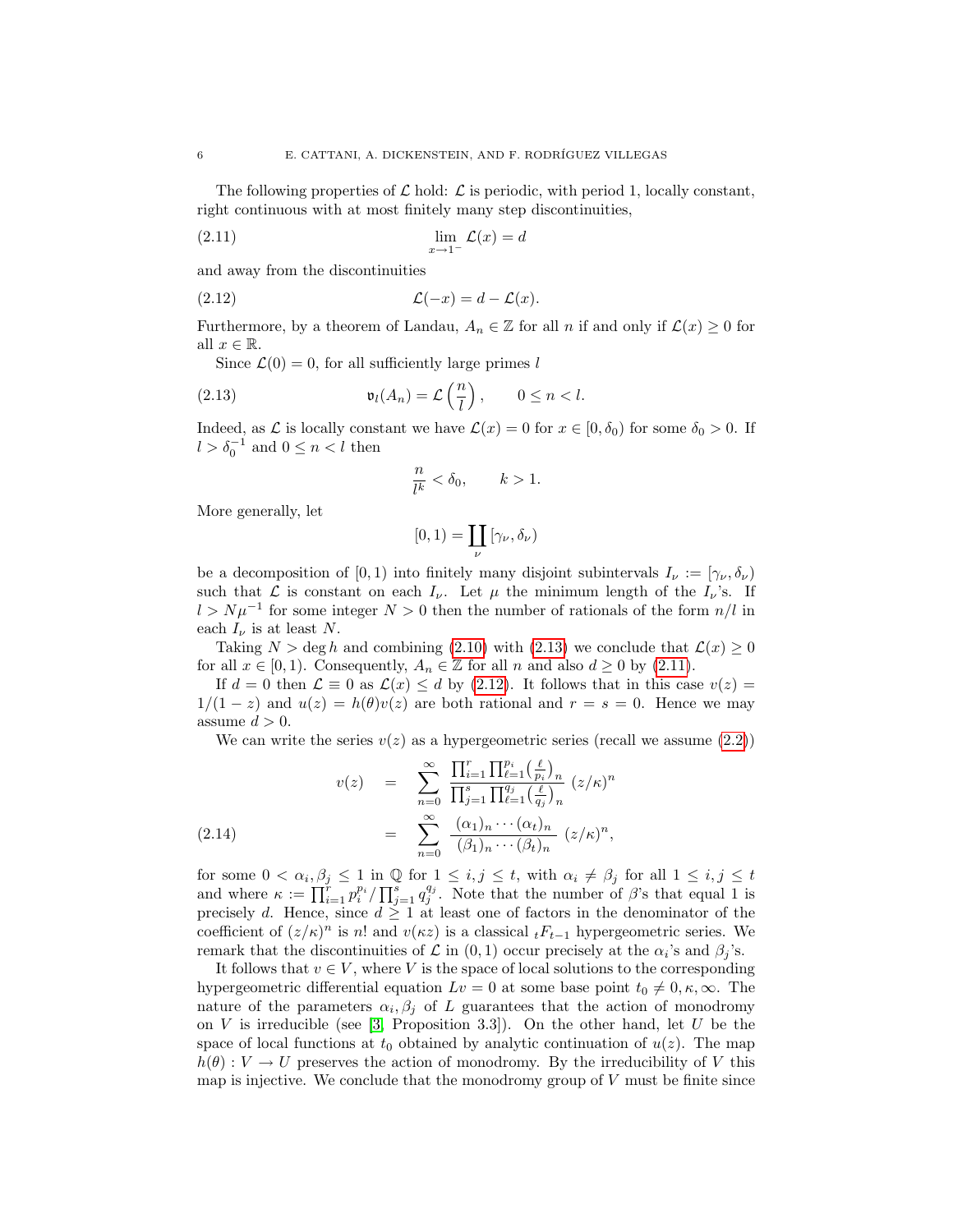The following properties of $\mathcal{L}$ hold: $\mathcal{L}$ is periodic, with period 1, locally constant, right continuous with at most finitely many step discontinuities,

$$\lim_{x \to 1^-} \mathcal{L}(x) = d \tag{2.11}$$

and away from the discontinuities

$$\mathcal{L}(-x) = d - \mathcal{L}(x). \tag{2.12}$$

Furthermore, by a theorem of Landau, $A_n \in \mathbb{Z}$ for all $n$ if and only if $\mathcal{L}(x) \geq 0$ for all $x \in \mathbb{R}$.

Since $\mathcal{L}(0) = 0$, for all sufficiently large primes $l$

$$\mathfrak{v}_l(A_n) = \mathcal{L}\left(\frac{n}{l}\right), \qquad 0 \leq n < l. \tag{2.13}$$

Indeed, as $\mathcal{L}$ is locally constant we have $\mathcal{L}(x) = 0$ for $x \in [0, \delta_0)$ for some $\delta_0 > 0$. If $l > \delta_0^{-1}$ and $0 \leq n < l$ then

$$\frac{n}{l^k} < \delta_0, \qquad k > 1.$$

More generally, let

$$[0,1) = \coprod_\nu [\gamma_\nu, \delta_\nu)$$

be a decomposition of $[0,1)$ into finitely many disjoint subintervals $I_\nu := [\gamma_\nu, \delta_\nu)$ such that $\mathcal{L}$ is constant on each $I_\nu$. Let $\mu$ the minimum length of the $I_\nu$'s. If $l > N\mu^{-1}$ for some integer $N > 0$ then the number of rationals of the form $n/l$ in each $I_\nu$ is at least $N$.

Taking $N > \deg h$ and combining (2.10) with (2.13) we conclude that $\mathcal{L}(x) \geq 0$ for all $x \in [0,1)$. Consequently, $A_n \in \mathbb{Z}$ for all $n$ and also $d \geq 0$ by (2.11).

If $d = 0$ then $\mathcal{L} \equiv 0$ as $\mathcal{L}(x) \leq d$ by (2.12). It follows that in this case $v(z) = 1/(1-z)$ and $u(z) = h(\theta)v(z)$ are both rational and $r = s = 0$. Hence we may assume $d > 0$.

We can write the series $v(z)$ as a hypergeometric series (recall we assume (2.2))

$$\begin{aligned} v(z) &= \sum_{n=0}^{\infty} \frac{\prod_{i=1}^{r}\prod_{\ell=1}^{p_i}\left(\frac{\ell}{p_i}\right)_n}{\prod_{j=1}^{s}\prod_{\ell=1}^{q_j}\left(\frac{\ell}{q_j}\right)_n} \, (z/\kappa)^n \\ &= \sum_{n=0}^{\infty} \frac{(\alpha_1)_n \cdots (\alpha_t)_n}{(\beta_1)_n \cdots (\beta_t)_n} \, (z/\kappa)^n, \end{aligned} \tag{2.14}$$

for some $0 < \alpha_i, \beta_j \leq 1$ in $\mathbb{Q}$ for $1 \leq i, j \leq t$, with $\alpha_i \neq \beta_j$ for all $1 \leq i, j \leq t$ and where $\kappa := \prod_{i=1}^{r} p_i^{p_i} / \prod_{j=1}^{s} q_j^{q_j}$. Note that the number of $\beta$'s that equal 1 is precisely $d$. Hence, since $d \geq 1$ at least one of factors in the denominator of the coefficient of $(z/\kappa)^n$ is $n!$ and $v(\kappa z)$ is a classical ${}_tF_{t-1}$ hypergeometric series. We remark that the discontinuities of $\mathcal{L}$ in $(0,1)$ occur precisely at the $\alpha_i$'s and $\beta_j$'s.

It follows that $v \in V$, where $V$ is the space of local solutions to the corresponding hypergeometric differential equation $Lv = 0$ at some base point $t_0 \neq 0, \kappa, \infty$. The nature of the parameters $\alpha_i, \beta_j$ of $L$ guarantees that the action of monodromy on $V$ is irreducible (see [3, Proposition 3.3]). On the other hand, let $U$ be the space of local functions at $t_0$ obtained by analytic continuation of $u(z)$. The map $h(\theta) : V \to U$ preserves the action of monodromy. By the irreducibility of $V$ this map is injective. We conclude that the monodromy group of $V$ must be finite since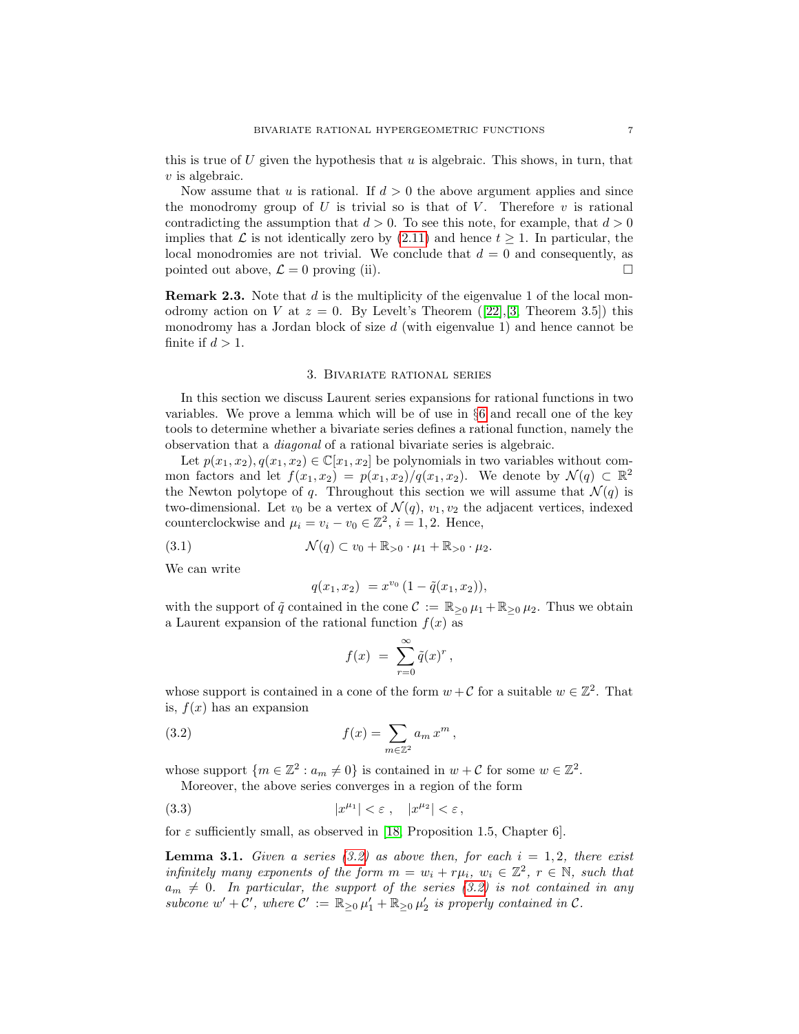this is true of $U$ given the hypothesis that $u$ is algebraic. This shows, in turn, that $v$ is algebraic.

Now assume that $u$ is rational. If $d > 0$ the above argument applies and since the monodromy group of $U$ is trivial so is that of $V$. Therefore $v$ is rational contradicting the assumption that $d > 0$. To see this note, for example, that $d > 0$ implies that $\mathcal{L}$ is not identically zero by (2.11) and hence $t \geq 1$. In particular, the local monodromies are not trivial. We conclude that $d = 0$ and consequently, as pointed out above, $\mathcal{L} = 0$ proving (ii). □

**Remark 2.3.** Note that $d$ is the multiplicity of the eigenvalue 1 of the local monodromy action on $V$ at $z = 0$. By Levelt's Theorem ([22],[3, Theorem 3.5]) this monodromy has a Jordan block of size $d$ (with eigenvalue 1) and hence cannot be finite if $d > 1$.

## 3. Bivariate rational series

In this section we discuss Laurent series expansions for rational functions in two variables. We prove a lemma which will be of use in §6 and recall one of the key tools to determine whether a bivariate series defines a rational function, namely the observation that a *diagonal* of a rational bivariate series is algebraic.

Let $p(x_1, x_2), q(x_1, x_2) \in \mathbb{C}[x_1, x_2]$ be polynomials in two variables without common factors and let $f(x_1, x_2) = p(x_1, x_2)/q(x_1, x_2)$. We denote by $\mathcal{N}(q) \subset \mathbb{R}^2$ the Newton polytope of $q$. Throughout this section we will assume that $\mathcal{N}(q)$ is two-dimensional. Let $v_0$ be a vertex of $\mathcal{N}(q)$, $v_1, v_2$ the adjacent vertices, indexed counterclockwise and $\mu_i = v_i - v_0 \in \mathbb{Z}^2$, $i = 1, 2$. Hence,

$$\mathcal{N}(q) \subset v_0 + \mathbb{R}_{>0} \cdot \mu_1 + \mathbb{R}_{>0} \cdot \mu_2. \tag{3.1}$$

We can write

$$q(x_1, x_2) = x^{v_0}\,(1 - \tilde{q}(x_1, x_2)),$$

with the support of $\tilde{q}$ contained in the cone $\mathcal{C} := \mathbb{R}_{\geq 0}\,\mu_1 + \mathbb{R}_{\geq 0}\,\mu_2$. Thus we obtain a Laurent expansion of the rational function $f(x)$ as

$$f(x) = \sum_{r=0}^{\infty} \tilde{q}(x)^r\,,$$

whose support is contained in a cone of the form $w + \mathcal{C}$ for a suitable $w \in \mathbb{Z}^2$. That is, $f(x)$ has an expansion

$$f(x) = \sum_{m \in \mathbb{Z}^2} a_m\, x^m\,, \tag{3.2}$$

whose support $\{m \in \mathbb{Z}^2 : a_m \neq 0\}$ is contained in $w + \mathcal{C}$ for some $w \in \mathbb{Z}^2$.

Moreover, the above series converges in a region of the form

$$|x^{\mu_1}| < \varepsilon\,, \quad |x^{\mu_2}| < \varepsilon\,, \tag{3.3}$$

for $\varepsilon$ sufficiently small, as observed in [18, Proposition 1.5, Chapter 6].

**Lemma 3.1.** *Given a series (3.2) as above then, for each $i = 1, 2$, there exist infinitely many exponents of the form $m = w_i + r\mu_i$, $w_i \in \mathbb{Z}^2$, $r \in \mathbb{N}$, such that $a_m \neq 0$. In particular, the support of the series (3.2) is not contained in any subcone $w' + \mathcal{C}'$, where $\mathcal{C}' := \mathbb{R}_{\geq 0}\,\mu_1' + \mathbb{R}_{\geq 0}\,\mu_2'$ is properly contained in $\mathcal{C}$.*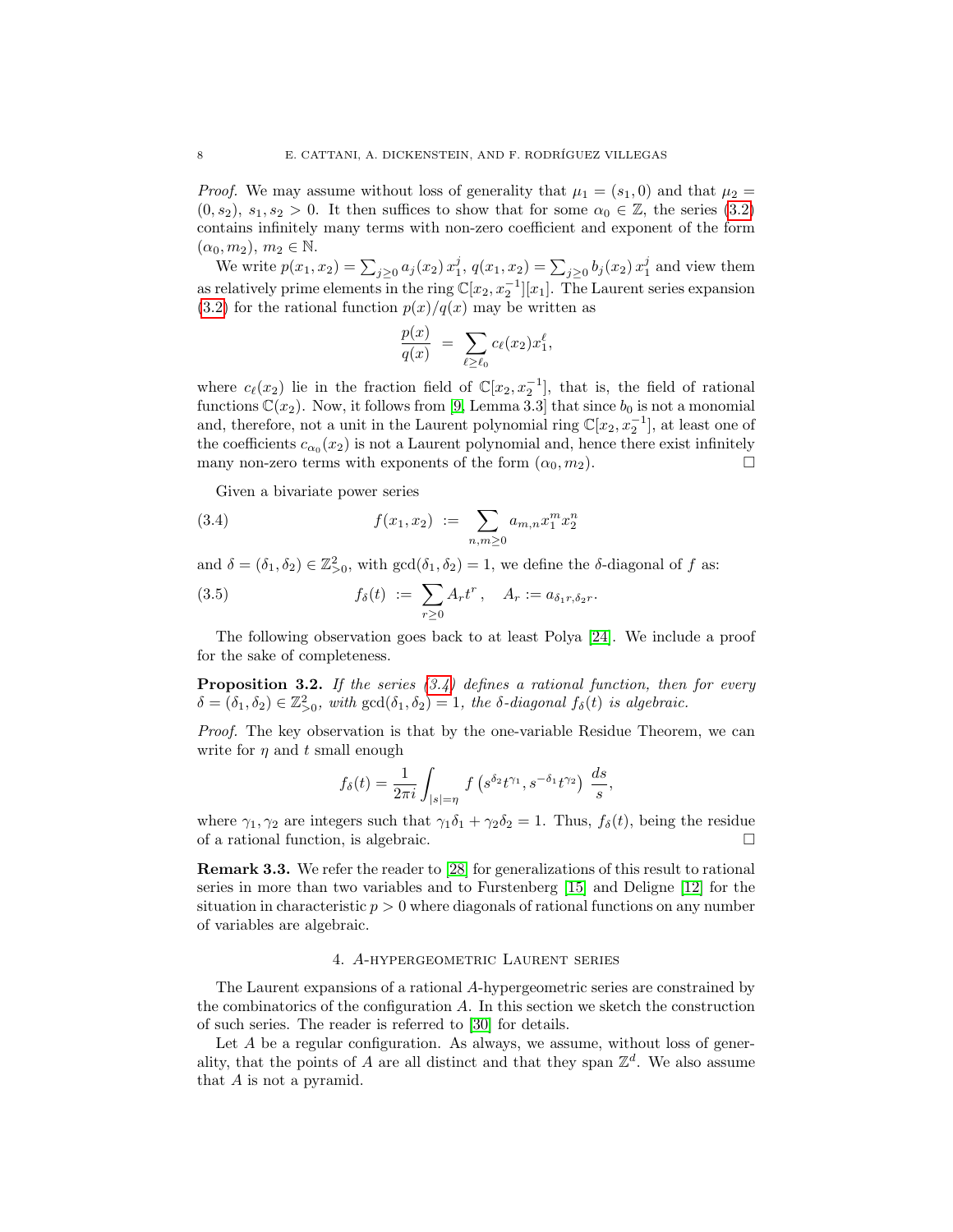*Proof.* We may assume without loss of generality that $\mu_1 = (s_1, 0)$ and that $\mu_2 = (0, s_2)$, $s_1, s_2 > 0$. It then suffices to show that for some $\alpha_0 \in \mathbb{Z}$, the series (3.2) contains infinitely many terms with non-zero coefficient and exponent of the form $(\alpha_0, m_2)$, $m_2 \in \mathbb{N}$.

We write $p(x_1, x_2) = \sum_{j\geq 0} a_j(x_2)\, x_1^j$, $q(x_1, x_2) = \sum_{j\geq 0} b_j(x_2)\, x_1^j$ and view them as relatively prime elements in the ring $\mathbb{C}[x_2, x_2^{-1}][x_1]$. The Laurent series expansion (3.2) for the rational function $p(x)/q(x)$ may be written as

$$\frac{p(x)}{q(x)} \;=\; \sum_{\ell \geq \ell_0} c_\ell(x_2) x_1^\ell,$$

where $c_\ell(x_2)$ lie in the fraction field of $\mathbb{C}[x_2, x_2^{-1}]$, that is, the field of rational functions $\mathbb{C}(x_2)$. Now, it follows from [9, Lemma 3.3] that since $b_0$ is not a monomial and, therefore, not a unit in the Laurent polynomial ring $\mathbb{C}[x_2, x_2^{-1}]$, at least one of the coefficients $c_{\alpha_0}(x_2)$ is not a Laurent polynomial and, hence there exist infinitely many non-zero terms with exponents of the form $(\alpha_0, m_2)$. □

Given a bivariate power series

$$f(x_1, x_2) \;:=\; \sum_{n,m\geq 0} a_{m,n} x_1^m x_2^n \tag{3.4}$$

and $\delta = (\delta_1, \delta_2) \in \mathbb{Z}^2_{>0}$, with $\gcd(\delta_1, \delta_2) = 1$, we define the $\delta$-diagonal of $f$ as:

$$f_\delta(t) \;:=\; \sum_{r\geq 0} A_r t^r\,, \quad A_r := a_{\delta_1 r, \delta_2 r}. \tag{3.5}$$

The following observation goes back to at least Polya [24]. We include a proof for the sake of completeness.

**Proposition 3.2.** *If the series (3.4) defines a rational function, then for every $\delta = (\delta_1, \delta_2) \in \mathbb{Z}^2_{>0}$, with $\gcd(\delta_1, \delta_2) = 1$, the $\delta$-diagonal $f_\delta(t)$ is algebraic.*

*Proof.* The key observation is that by the one-variable Residue Theorem, we can write for $\eta$ and $t$ small enough

$$f_\delta(t) = \frac{1}{2\pi i}\int_{|s|=\eta} f\left(s^{\delta_2} t^{\gamma_1}, s^{-\delta_1} t^{\gamma_2}\right)\, \frac{ds}{s},$$

where $\gamma_1, \gamma_2$ are integers such that $\gamma_1\delta_1 + \gamma_2\delta_2 = 1$. Thus, $f_\delta(t)$, being the residue of a rational function, is algebraic. □

**Remark 3.3.** We refer the reader to [28] for generalizations of this result to rational series in more than two variables and to Furstenberg [15] and Deligne [12] for the situation in characteristic $p > 0$ where diagonals of rational functions on any number of variables are algebraic.

## 4. $A$-hypergeometric Laurent series

The Laurent expansions of a rational $A$-hypergeometric series are constrained by the combinatorics of the configuration $A$. In this section we sketch the construction of such series. The reader is referred to [30] for details.

Let $A$ be a regular configuration. As always, we assume, without loss of generality, that the points of $A$ are all distinct and that they span $\mathbb{Z}^d$. We also assume that $A$ is not a pyramid.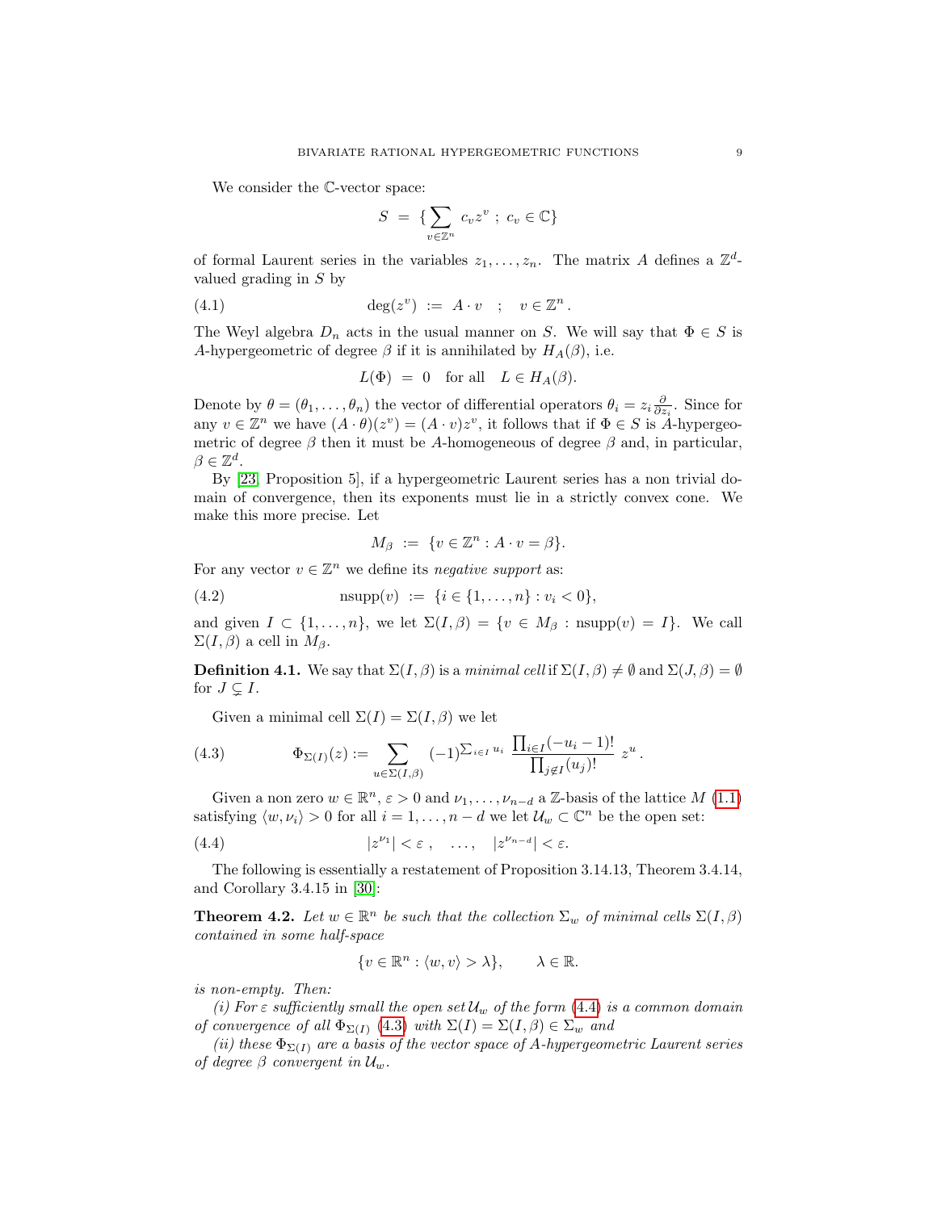We consider the $\mathbb{C}$-vector space:

$$S \;=\; \{\sum_{v\in\mathbb{Z}^n} c_v z^v \;;\; c_v\in\mathbb{C}\}$$

of formal Laurent series in the variables $z_1,\dots,z_n$. The matrix $A$ defines a $\mathbb{Z}^d$-valued grading in $S$ by

$$\deg(z^v) \;:=\; A\cdot v \quad ; \quad v\in\mathbb{Z}^n\,. \tag{4.1}$$

The Weyl algebra $D_n$ acts in the usual manner on $S$. We will say that $\Phi\in S$ is *A*-hypergeometric of degree $\beta$ if it is annihilated by $H_A(\beta)$, i.e.

$$L(\Phi) \;=\; 0 \quad \text{for all} \quad L\in H_A(\beta).$$

Denote by $\theta=(\theta_1,\dots,\theta_n)$ the vector of differential operators $\theta_i = z_i\frac{\partial}{\partial z_i}$. Since for any $v\in\mathbb{Z}^n$ we have $(A\cdot\theta)(z^v) = (A\cdot v)z^v$, it follows that if $\Phi\in S$ is $A$-hypergeometric of degree $\beta$ then it must be $A$-homogeneous of degree $\beta$ and, in particular, $\beta\in\mathbb{Z}^d$.

By [23, Proposition 5], if a hypergeometric Laurent series has a non trivial domain of convergence, then its exponents must lie in a strictly convex cone. We make this more precise. Let

$$M_\beta \;:=\; \{v\in\mathbb{Z}^n : A\cdot v = \beta\}.$$

For any vector $v\in\mathbb{Z}^n$ we define its *negative support* as:

$$\mathrm{nsupp}(v) \;:=\; \{i\in\{1,\dots,n\} : v_i<0\}, \tag{4.2}$$

and given $I\subset\{1,\dots,n\}$, we let $\Sigma(I,\beta)=\{v\in M_\beta : \mathrm{nsupp}(v)=I\}$. We call $\Sigma(I,\beta)$ a cell in $M_\beta$.

**Definition 4.1.** We say that $\Sigma(I,\beta)$ is a *minimal cell* if $\Sigma(I,\beta)\neq\emptyset$ and $\Sigma(J,\beta)=\emptyset$ for $J\subsetneq I$.

Given a minimal cell $\Sigma(I)=\Sigma(I,\beta)$ we let

$$\Phi_{\Sigma(I)}(z) := \sum_{u\in\Sigma(I,\beta)} (-1)^{\sum_{i\in I}u_i}\,\frac{\prod_{i\in I}(-u_i-1)!}{\prod_{j\notin I}(u_j)!}\;z^u\,. \tag{4.3}$$

Given a non zero $w\in\mathbb{R}^n$, $\varepsilon>0$ and $\nu_1,\dots,\nu_{n-d}$ a $\mathbb{Z}$-basis of the lattice $M$ (1.1) satisfying $\langle w,\nu_i\rangle>0$ for all $i=1,\dots,n-d$ we let $\mathcal{U}_w\subset\mathbb{C}^n$ be the open set:

$$|z^{\nu_1}|<\varepsilon\,, \quad \dots, \quad |z^{\nu_{n-d}}|<\varepsilon. \tag{4.4}$$

The following is essentially a restatement of Proposition 3.14.13, Theorem 3.4.14, and Corollary 3.4.15 in [30]:

**Theorem 4.2.** *Let $w\in\mathbb{R}^n$ be such that the collection $\Sigma_w$ of minimal cells $\Sigma(I,\beta)$ contained in some half-space*

$$\{v\in\mathbb{R}^n : \langle w,v\rangle>\lambda\}, \qquad \lambda\in\mathbb{R}.$$

*is non-empty. Then:*

*(i) For $\varepsilon$ sufficiently small the open set $\mathcal{U}_w$ of the form (4.4) is a common domain of convergence of all $\Phi_{\Sigma(I)}$ (4.3) with $\Sigma(I)=\Sigma(I,\beta)\in\Sigma_w$ and*

*(ii) these $\Phi_{\Sigma(I)}$ are a basis of the vector space of $A$-hypergeometric Laurent series of degree $\beta$ convergent in $\mathcal{U}_w$.*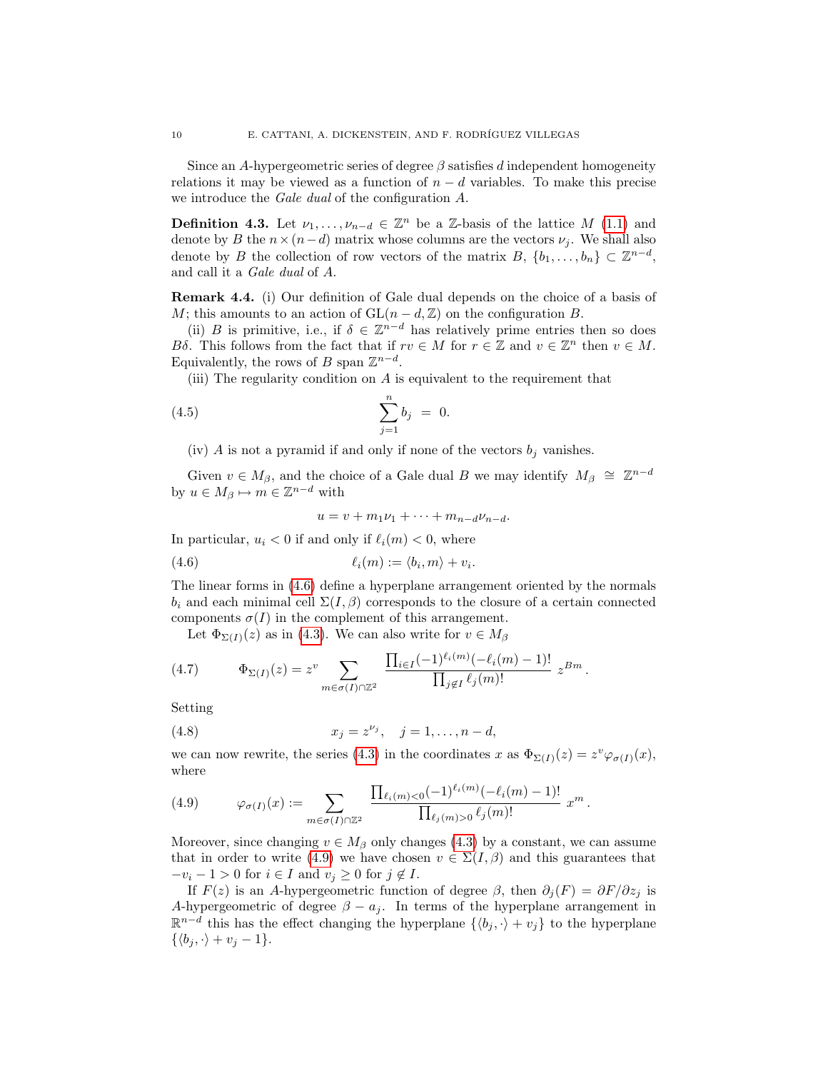Since an $A$-hypergeometric series of degree $\beta$ satisfies $d$ independent homogeneity relations it may be viewed as a function of $n-d$ variables. To make this precise we introduce the *Gale dual* of the configuration $A$.

**Definition 4.3.** Let $\nu_1, \ldots, \nu_{n-d} \in \mathbb{Z}^n$ be a $\mathbb{Z}$-basis of the lattice $M$ (1.1) and denote by $B$ the $n \times (n-d)$ matrix whose columns are the vectors $\nu_j$. We shall also denote by $B$ the collection of row vectors of the matrix $B$, $\{b_1, \ldots, b_n\} \subset \mathbb{Z}^{n-d}$, and call it a *Gale dual* of $A$.

**Remark 4.4.** (i) Our definition of Gale dual depends on the choice of a basis of $M$; this amounts to an action of $\mathrm{GL}(n-d, \mathbb{Z})$ on the configuration $B$.

(ii) $B$ is primitive, i.e., if $\delta \in \mathbb{Z}^{n-d}$ has relatively prime entries then so does $B\delta$. This follows from the fact that if $rv \in M$ for $r \in \mathbb{Z}$ and $v \in \mathbb{Z}^n$ then $v \in M$. Equivalently, the rows of $B$ span $\mathbb{Z}^{n-d}$.

(iii) The regularity condition on $A$ is equivalent to the requirement that

$$\sum_{j=1}^{n} b_j \;=\; 0. \tag{4.5}$$

(iv) $A$ is not a pyramid if and only if none of the vectors $b_j$ vanishes.

Given $v \in M_\beta$, and the choice of a Gale dual $B$ we may identify $M_\beta \;\cong\; \mathbb{Z}^{n-d}$ by $u \in M_\beta \mapsto m \in \mathbb{Z}^{n-d}$ with

$$u = v + m_1\nu_1 + \cdots + m_{n-d}\nu_{n-d}.$$

In particular, $u_i < 0$ if and only if $\ell_i(m) < 0$, where

$$\ell_i(m) := \langle b_i, m\rangle + v_i. \tag{4.6}$$

The linear forms in (4.6) define a hyperplane arrangement oriented by the normals $b_i$ and each minimal cell $\Sigma(I,\beta)$ corresponds to the closure of a certain connected components $\sigma(I)$ in the complement of this arrangement.

Let $\Phi_{\Sigma(I)}(z)$ as in (4.3). We can also write for $v \in M_\beta$

$$\Phi_{\Sigma(I)}(z) = z^v \sum_{m \in \sigma(I)\cap\mathbb{Z}^2} \frac{\prod_{i\in I}(-1)^{\ell_i(m)}(-\ell_i(m)-1)!}{\prod_{j\notin I}\ell_j(m)!}\; z^{Bm}\,. \tag{4.7}$$

Setting

$$x_j = z^{\nu_j}, \quad j = 1, \ldots, n-d, \tag{4.8}$$

we can now rewrite, the series (4.3) in the coordinates $x$ as $\Phi_{\Sigma(I)}(z) = z^v \varphi_{\sigma(I)}(x)$, where

$$\varphi_{\sigma(I)}(x) := \sum_{m \in \sigma(I)\cap\mathbb{Z}^2} \frac{\prod_{\ell_i(m)<0}(-1)^{\ell_i(m)}(-\ell_i(m)-1)!}{\prod_{\ell_j(m)>0}\ell_j(m)!}\; x^m\,. \tag{4.9}$$

Moreover, since changing $v \in M_\beta$ only changes (4.3) by a constant, we can assume that in order to write (4.9) we have chosen $v \in \Sigma(I,\beta)$ and this guarantees that $-v_i - 1 > 0$ for $i \in I$ and $v_j \geq 0$ for $j \notin I$.

If $F(z)$ is an $A$-hypergeometric function of degree $\beta$, then $\partial_j(F) = \partial F/\partial z_j$ is $A$-hypergeometric of degree $\beta - a_j$. In terms of the hyperplane arrangement in $\mathbb{R}^{n-d}$ this has the effect changing the hyperplane $\{\langle b_j, \cdot\rangle + v_j\}$ to the hyperplane $\{\langle b_j, \cdot\rangle + v_j - 1\}$.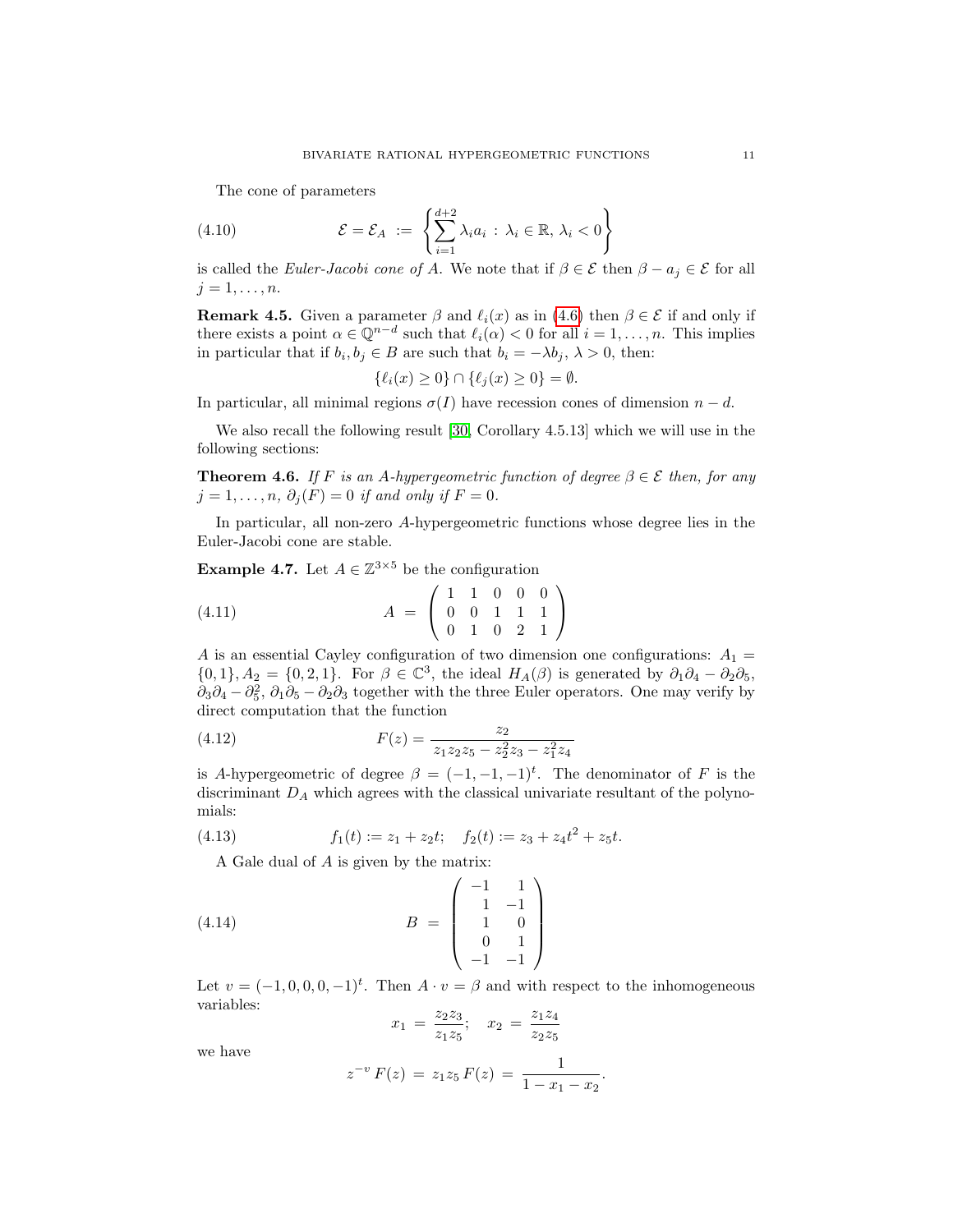The cone of parameters

$$\mathcal{E} = \mathcal{E}_A \;:=\; \left\{ \sum_{i=1}^{d+2} \lambda_i a_i \;:\; \lambda_i \in \mathbb{R},\, \lambda_i < 0 \right\} \tag{4.10}$$

is called the *Euler-Jacobi cone of* $A$. We note that if $\beta \in \mathcal{E}$ then $\beta - a_j \in \mathcal{E}$ for all $j = 1, \ldots, n$.

**Remark 4.5.** Given a parameter $\beta$ and $\ell_i(x)$ as in (4.6) then $\beta \in \mathcal{E}$ if and only if there exists a point $\alpha \in \mathbb{Q}^{n-d}$ such that $\ell_i(\alpha) < 0$ for all $i = 1, \ldots, n$. This implies in particular that if $b_i, b_j \in B$ are such that $b_i = -\lambda b_j$, $\lambda > 0$, then:

$$\{\ell_i(x) \geq 0\} \cap \{\ell_j(x) \geq 0\} = \emptyset.$$

In particular, all minimal regions $\sigma(I)$ have recession cones of dimension $n - d$.

We also recall the following result [30, Corollary 4.5.13] which we will use in the following sections:

**Theorem 4.6.** *If $F$ is an $A$-hypergeometric function of degree $\beta \in \mathcal{E}$ then, for any $j = 1, \ldots, n$, $\partial_j(F) = 0$ if and only if $F = 0$.*

In particular, all non-zero $A$-hypergeometric functions whose degree lies in the Euler-Jacobi cone are stable.

**Example 4.7.** Let $A \in \mathbb{Z}^{3\times 5}$ be the configuration

$$A \;=\; \begin{pmatrix} 1 & 1 & 0 & 0 & 0 \\ 0 & 0 & 1 & 1 & 1 \\ 0 & 1 & 0 & 2 & 1 \end{pmatrix} \tag{4.11}$$

$A$ is an essential Cayley configuration of two dimension one configurations: $A_1 = \{0, 1\}, A_2 = \{0, 2, 1\}$. For $\beta \in \mathbb{C}^3$, the ideal $H_A(\beta)$ is generated by $\partial_1\partial_4 - \partial_2\partial_5$, $\partial_3\partial_4 - \partial_5^2$, $\partial_1\partial_5 - \partial_2\partial_3$ together with the three Euler operators. One may verify by direct computation that the function

$$F(z) = \frac{z_2}{z_1 z_2 z_5 - z_2^2 z_3 - z_1^2 z_4} \tag{4.12}$$

is $A$-hypergeometric of degree $\beta = (-1, -1, -1)^t$. The denominator of $F$ is the discriminant $D_A$ which agrees with the classical univariate resultant of the polynomials:

$$f_1(t) := z_1 + z_2 t; \quad f_2(t) := z_3 + z_4 t^2 + z_5 t. \tag{4.13}$$

A Gale dual of $A$ is given by the matrix:

$$B \;=\; \begin{pmatrix} -1 & 1 \\ 1 & -1 \\ 1 & 0 \\ 0 & 1 \\ -1 & -1 \end{pmatrix} \tag{4.14}$$

Let $v = (-1, 0, 0, 0, -1)^t$. Then $A \cdot v = \beta$ and with respect to the inhomogeneous variables:

$$x_1 \;=\; \frac{z_2 z_3}{z_1 z_5}; \quad x_2 \;=\; \frac{z_1 z_4}{z_2 z_5}$$

we have

$$z^{-v}\, F(z) \;=\; z_1 z_5\, F(z) \;=\; \frac{1}{1 - x_1 - x_2}.$$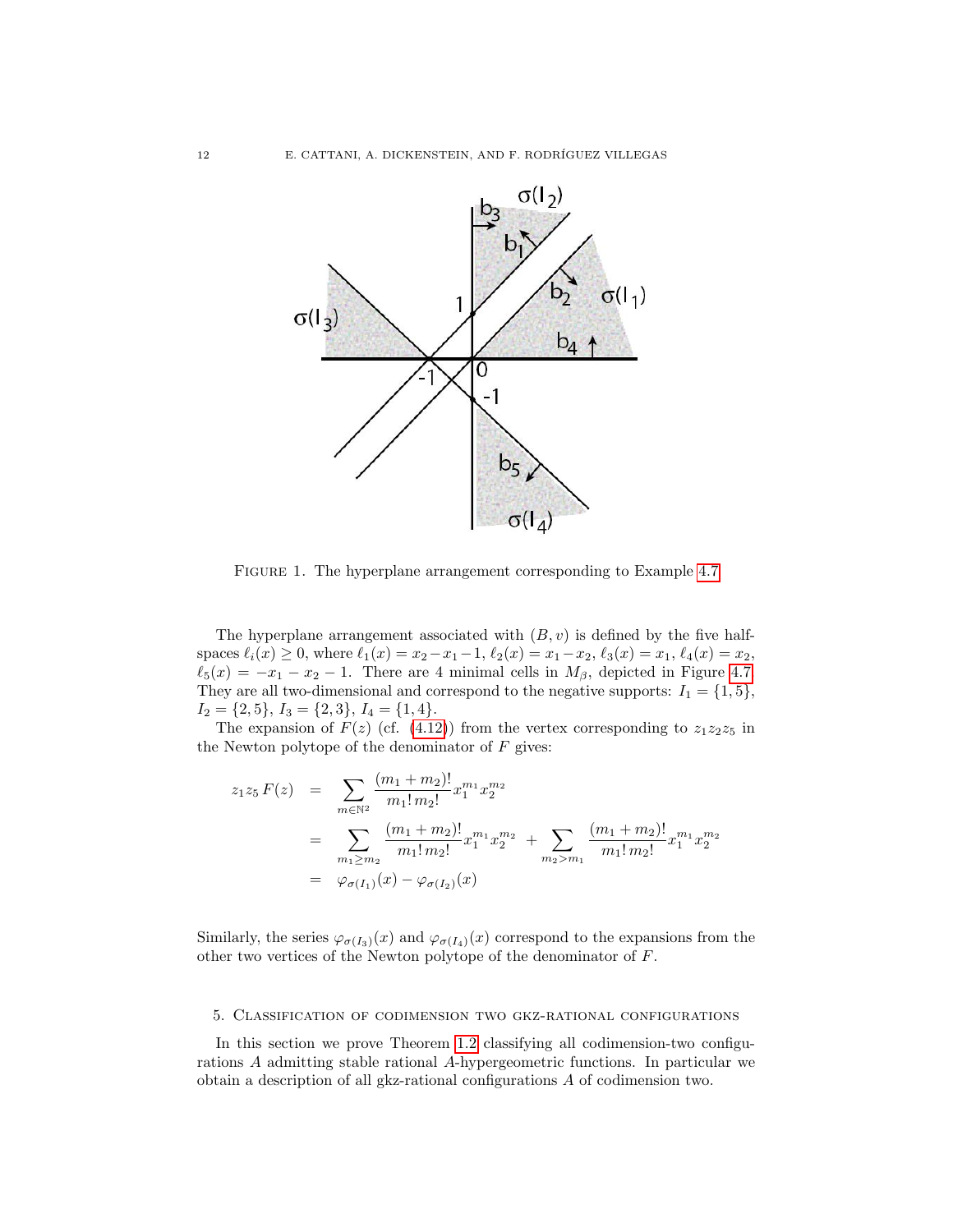FIGURE 1. The hyperplane arrangement corresponding to Example 4.7

The hyperplane arrangement associated with $(B, v)$ is defined by the five half-spaces $\ell_i(x) \geq 0$, where $\ell_1(x) = x_2 - x_1 - 1$, $\ell_2(x) = x_1 - x_2$, $\ell_3(x) = x_1$, $\ell_4(x) = x_2$, $\ell_5(x) = -x_1 - x_2 - 1$. There are 4 minimal cells in $M_\beta$, depicted in Figure 4.7. They are all two-dimensional and correspond to the negative supports: $I_1 = \{1, 5\}$, $I_2 = \{2, 5\}$, $I_3 = \{2, 3\}$, $I_4 = \{1, 4\}$.

The expansion of $F(z)$ (cf. (4.12)) from the vertex corresponding to $z_1 z_2 z_5$ in the Newton polytope of the denominator of $F$ gives:

$$
\begin{aligned}
z_1 z_5 \, F(z) &= \sum_{m \in \mathbb{N}^2} \frac{(m_1 + m_2)!}{m_1! \, m_2!} x_1^{m_1} x_2^{m_2} \\
&= \sum_{m_1 \geq m_2} \frac{(m_1 + m_2)!}{m_1! \, m_2!} x_1^{m_1} x_2^{m_2} + \sum_{m_2 > m_1} \frac{(m_1 + m_2)!}{m_1! \, m_2!} x_1^{m_1} x_2^{m_2} \\
&= \varphi_{\sigma(I_1)}(x) - \varphi_{\sigma(I_2)}(x)
\end{aligned}
$$

Similarly, the series $\varphi_{\sigma(I_3)}(x)$ and $\varphi_{\sigma(I_4)}(x)$ correspond to the expansions from the other two vertices of the Newton polytope of the denominator of $F$.

## 5. Classification of codimension two gkz-rational configurations

In this section we prove Theorem 1.2 classifying all codimension-two configurations $A$ admitting stable rational $A$-hypergeometric functions. In particular we obtain a description of all gkz-rational configurations $A$ of codimension two.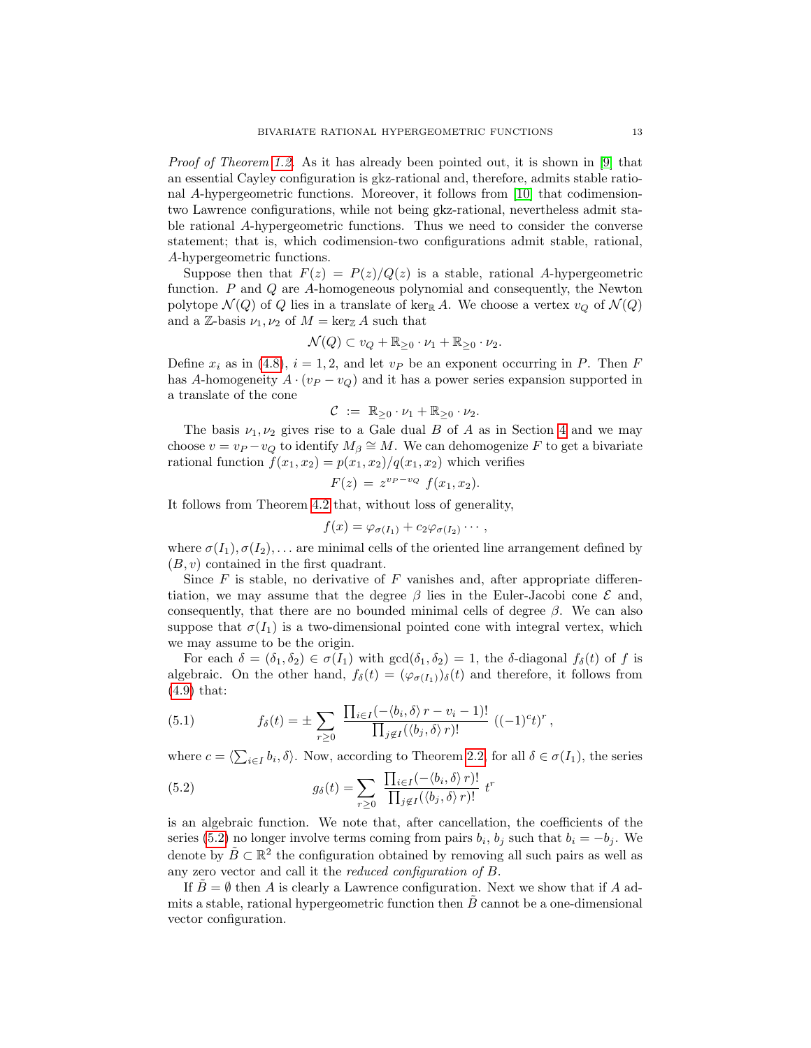*Proof of Theorem 1.2.* As it has already been pointed out, it is shown in [9] that an essential Cayley configuration is gkz-rational and, therefore, admits stable rational $A$-hypergeometric functions. Moreover, it follows from [10] that codimension-two Lawrence configurations, while not being gkz-rational, nevertheless admit stable rational $A$-hypergeometric functions. Thus we need to consider the converse statement; that is, which codimension-two configurations admit stable, rational, $A$-hypergeometric functions.

Suppose then that $F(z) = P(z)/Q(z)$ is a stable, rational $A$-hypergeometric function. $P$ and $Q$ are $A$-homogeneous polynomial and consequently, the Newton polytope $\mathcal{N}(Q)$ of $Q$ lies in a translate of $\ker_{\mathbb{R}} A$. We choose a vertex $v_Q$ of $\mathcal{N}(Q)$ and a $\mathbb{Z}$-basis $\nu_1, \nu_2$ of $M = \ker_{\mathbb{Z}} A$ such that

$$\mathcal{N}(Q) \subset v_Q + \mathbb{R}_{\geq 0} \cdot \nu_1 + \mathbb{R}_{\geq 0} \cdot \nu_2.$$

Define $x_i$ as in (4.8), $i = 1, 2$, and let $v_P$ be an exponent occurring in $P$. Then $F$ has $A$-homogeneity $A \cdot (v_P - v_Q)$ and it has a power series expansion supported in a translate of the cone

$$\mathcal{C} \ := \ \mathbb{R}_{\geq 0} \cdot \nu_1 + \mathbb{R}_{\geq 0} \cdot \nu_2.$$

The basis $\nu_1, \nu_2$ gives rise to a Gale dual $B$ of $A$ as in Section 4 and we may choose $v = v_P - v_Q$ to identify $M_\beta \cong M$. We can dehomogenize $F$ to get a bivariate rational function $f(x_1, x_2) = p(x_1, x_2)/q(x_1, x_2)$ which verifies

$$F(z) \ = \ z^{v_P - v_Q} \ f(x_1, x_2).$$

It follows from Theorem 4.2 that, without loss of generality,

$$f(x) = \varphi_{\sigma(I_1)} + c_2 \varphi_{\sigma(I_2)} \cdots,$$

where $\sigma(I_1), \sigma(I_2), \ldots$ are minimal cells of the oriented line arrangement defined by $(B, v)$ contained in the first quadrant.

Since $F$ is stable, no derivative of $F$ vanishes and, after appropriate differentiation, we may assume that the degree $\beta$ lies in the Euler-Jacobi cone $\mathcal{E}$ and, consequently, that there are no bounded minimal cells of degree $\beta$. We can also suppose that $\sigma(I_1)$ is a two-dimensional pointed cone with integral vertex, which we may assume to be the origin.

For each $\delta = (\delta_1, \delta_2) \in \sigma(I_1)$ with $\gcd(\delta_1, \delta_2) = 1$, the $\delta$-diagonal $f_\delta(t)$ of $f$ is algebraic. On the other hand, $f_\delta(t) = (\varphi_{\sigma(I_1)})_\delta(t)$ and therefore, it follows from (4.9) that:

$$f_\delta(t) = \pm \sum_{r \geq 0} \frac{\prod_{i \in I} (-\langle b_i, \delta \rangle \, r - v_i - 1)!}{\prod_{j \notin I} (\langle b_j, \delta \rangle \, r)!} \, ((-1)^c t)^r \,, \tag{5.1}$$

where $c = \langle \sum_{i \in I} b_i, \delta \rangle$. Now, according to Theorem 2.2, for all $\delta \in \sigma(I_1)$, the series

$$g_\delta(t) = \sum_{r \geq 0} \frac{\prod_{i \in I} (-\langle b_i, \delta \rangle \, r)!}{\prod_{j \notin I} (\langle b_j, \delta \rangle \, r)!} \ t^r \tag{5.2}$$

is an algebraic function. We note that, after cancellation, the coefficients of the series (5.2) no longer involve terms coming from pairs $b_i$, $b_j$ such that $b_i = -b_j$. We denote by $\tilde{B} \subset \mathbb{R}^2$ the configuration obtained by removing all such pairs as well as any zero vector and call it the *reduced configuration of* $B$.

If $\tilde{B} = \emptyset$ then $A$ is clearly a Lawrence configuration. Next we show that if $A$ admits a stable, rational hypergeometric function then $\tilde{B}$ cannot be a one-dimensional vector configuration.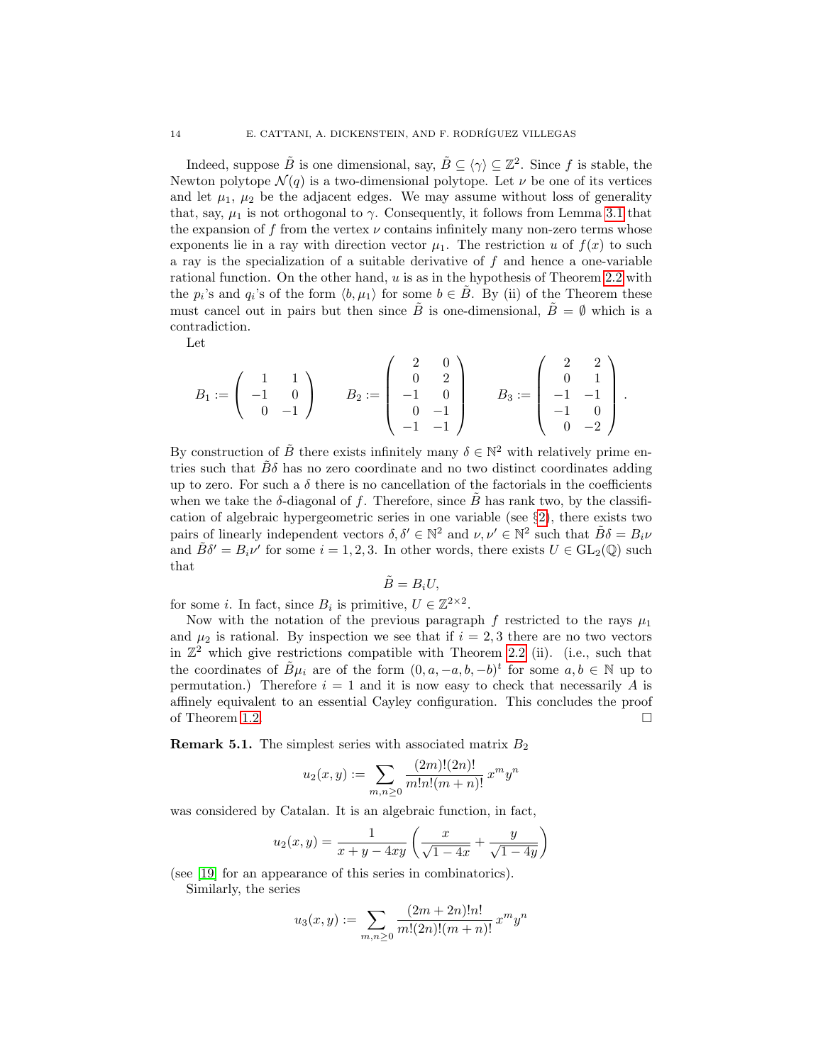Indeed, suppose $\tilde{B}$ is one dimensional, say, $\tilde{B} \subseteq \langle\gamma\rangle \subseteq \mathbb{Z}^2$. Since $f$ is stable, the Newton polytope $\mathcal{N}(q)$ is a two-dimensional polytope. Let $\nu$ be one of its vertices and let $\mu_1$, $\mu_2$ be the adjacent edges. We may assume without loss of generality that, say, $\mu_1$ is not orthogonal to $\gamma$. Consequently, it follows from Lemma 3.1 that the expansion of $f$ from the vertex $\nu$ contains infinitely many non-zero terms whose exponents lie in a ray with direction vector $\mu_1$. The restriction $u$ of $f(x)$ to such a ray is the specialization of a suitable derivative of $f$ and hence a one-variable rational function. On the other hand, $u$ is as in the hypothesis of Theorem 2.2 with the $p_i$'s and $q_i$'s of the form $\langle b, \mu_1\rangle$ for some $b \in \tilde{B}$. By (ii) of the Theorem these must cancel out in pairs but then since $\tilde{B}$ is one-dimensional, $\tilde{B} = \emptyset$ which is a contradiction.

Let

$$B_1 := \begin{pmatrix} 1 & 1 \\ -1 & 0 \\ 0 & -1 \end{pmatrix} \qquad B_2 := \begin{pmatrix} 2 & 0 \\ 0 & 2 \\ -1 & 0 \\ 0 & -1 \\ -1 & -1 \end{pmatrix} \qquad B_3 := \begin{pmatrix} 2 & 2 \\ 0 & 1 \\ -1 & -1 \\ -1 & 0 \\ 0 & -2 \end{pmatrix}.$$

By construction of $\tilde{B}$ there exists infinitely many $\delta \in \mathbb{N}^2$ with relatively prime entries such that $\tilde{B}\delta$ has no zero coordinate and no two distinct coordinates adding up to zero. For such a $\delta$ there is no cancellation of the factorials in the coefficients when we take the $\delta$-diagonal of $f$. Therefore, since $\tilde{B}$ has rank two, by the classification of algebraic hypergeometric series in one variable (see §2), there exists two pairs of linearly independent vectors $\delta, \delta' \in \mathbb{N}^2$ and $\nu, \nu' \in \mathbb{N}^2$ such that $\tilde{B}\delta = B_i\nu$ and $\tilde{B}\delta' = B_i\nu'$ for some $i = 1, 2, 3$. In other words, there exists $U \in \mathrm{GL}_2(\mathbb{Q})$ such that

$$\tilde{B} = B_i U,$$

for some $i$. In fact, since $B_i$ is primitive, $U \in \mathbb{Z}^{2\times 2}$.

Now with the notation of the previous paragraph $f$ restricted to the rays $\mu_1$ and $\mu_2$ is rational. By inspection we see that if $i = 2, 3$ there are no two vectors in $\mathbb{Z}^2$ which give restrictions compatible with Theorem 2.2 (ii). (i.e., such that the coordinates of $\tilde{B}\mu_i$ are of the form $(0, a, -a, b, -b)^t$ for some $a, b \in \mathbb{N}$ up to permutation.) Therefore $i = 1$ and it is now easy to check that necessarily $A$ is affinely equivalent to an essential Cayley configuration. This concludes the proof of Theorem 1.2. $\square$

**Remark 5.1.** The simplest series with associated matrix $B_2$

$$u_2(x, y) := \sum_{m,n\geq 0} \frac{(2m)!(2n)!}{m!n!(m+n)!}\, x^m y^n$$

was considered by Catalan. It is an algebraic function, in fact,

$$u_2(x, y) = \frac{1}{x + y - 4xy}\left(\frac{x}{\sqrt{1-4x}} + \frac{y}{\sqrt{1-4y}}\right)$$

(see [19] for an appearance of this series in combinatorics).

Similarly, the series

$$u_3(x, y) := \sum_{m,n\geq 0} \frac{(2m+2n)!n!}{m!(2n)!(m+n)!}\, x^m y^n$$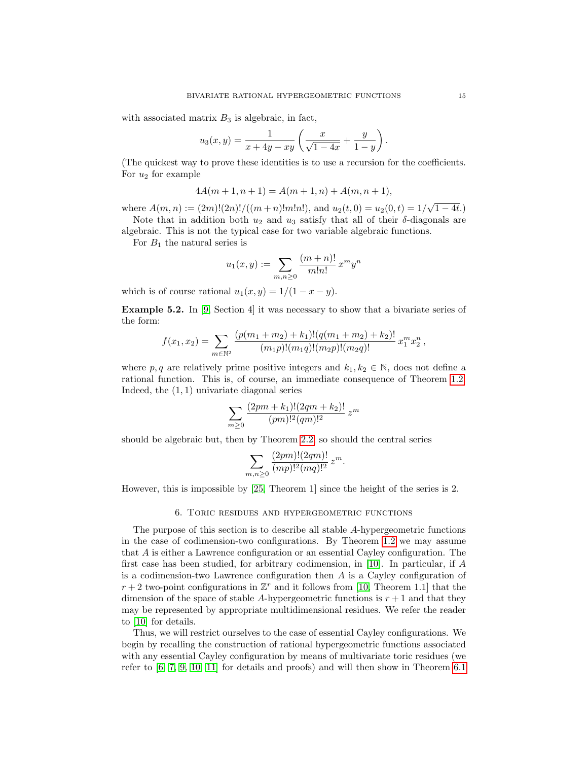with associated matrix $B_3$ is algebraic, in fact,

$$u_3(x,y) = \frac{1}{x+4y-xy}\left(\frac{x}{\sqrt{1-4x}} + \frac{y}{1-y}\right).$$

(The quickest way to prove these identities is to use a recursion for the coefficients. For $u_2$ for example

$$4A(m+1,n+1) = A(m+1,n) + A(m,n+1),$$

where $A(m,n) := (2m)!(2n)!/((m+n)!m!n!)$, and $u_2(t,0) = u_2(0,t) = 1/\sqrt{1-4t}$.)

Note that in addition both $u_2$ and $u_3$ satisfy that all of their $\delta$-diagonals are algebraic. This is not the typical case for two variable algebraic functions.

For $B_1$ the natural series is

$$u_1(x,y) := \sum_{m,n\geq 0} \frac{(m+n)!}{m!n!}\, x^m y^n$$

which is of course rational $u_1(x,y) = 1/(1-x-y)$.

**Example 5.2.** In [9, Section 4] it was necessary to show that a bivariate series of the form:

$$f(x_1,x_2) = \sum_{m\in\mathbb{N}^2} \frac{(p(m_1+m_2)+k_1)!(q(m_1+m_2)+k_2)!}{(m_1p)!(m_1q)!(m_2p)!(m_2q)!}\, x_1^m x_2^n\,,$$

where $p,q$ are relatively prime positive integers and $k_1,k_2 \in \mathbb{N}$, does not define a rational function. This is, of course, an immediate consequence of Theorem 1.2. Indeed, the $(1,1)$ univariate diagonal series

$$\sum_{m\geq 0} \frac{(2pm+k_1)!(2qm+k_2)!}{(pm)!^2(qm)!^2}\, z^m$$

should be algebraic but, then by Theorem 2.2, so should the central series

$$\sum_{m,n\geq 0} \frac{(2pm)!(2qm)!}{(mp)!^2(mq)!^2}\, z^m.$$

However, this is impossible by [25, Theorem 1] since the height of the series is 2.

## 6. Toric residues and hypergeometric functions

The purpose of this section is to describe all stable $A$-hypergeometric functions in the case of codimension-two configurations. By Theorem 1.2 we may assume that $A$ is either a Lawrence configuration or an essential Cayley configuration. The first case has been studied, for arbitrary codimension, in [10]. In particular, if $A$ is a codimension-two Lawrence configuration then $A$ is a Cayley configuration of $r+2$ two-point configurations in $\mathbb{Z}^r$ and it follows from [10, Theorem 1.1] that the dimension of the space of stable $A$-hypergeometric functions is $r+1$ and that they may be represented by appropriate multidimensional residues. We refer the reader to [10] for details.

Thus, we will restrict ourselves to the case of essential Cayley configurations. We begin by recalling the construction of rational hypergeometric functions associated with any essential Cayley configuration by means of multivariate toric residues (we refer to [6, 7, 9, 10, 11] for details and proofs) and will then show in Theorem 6.1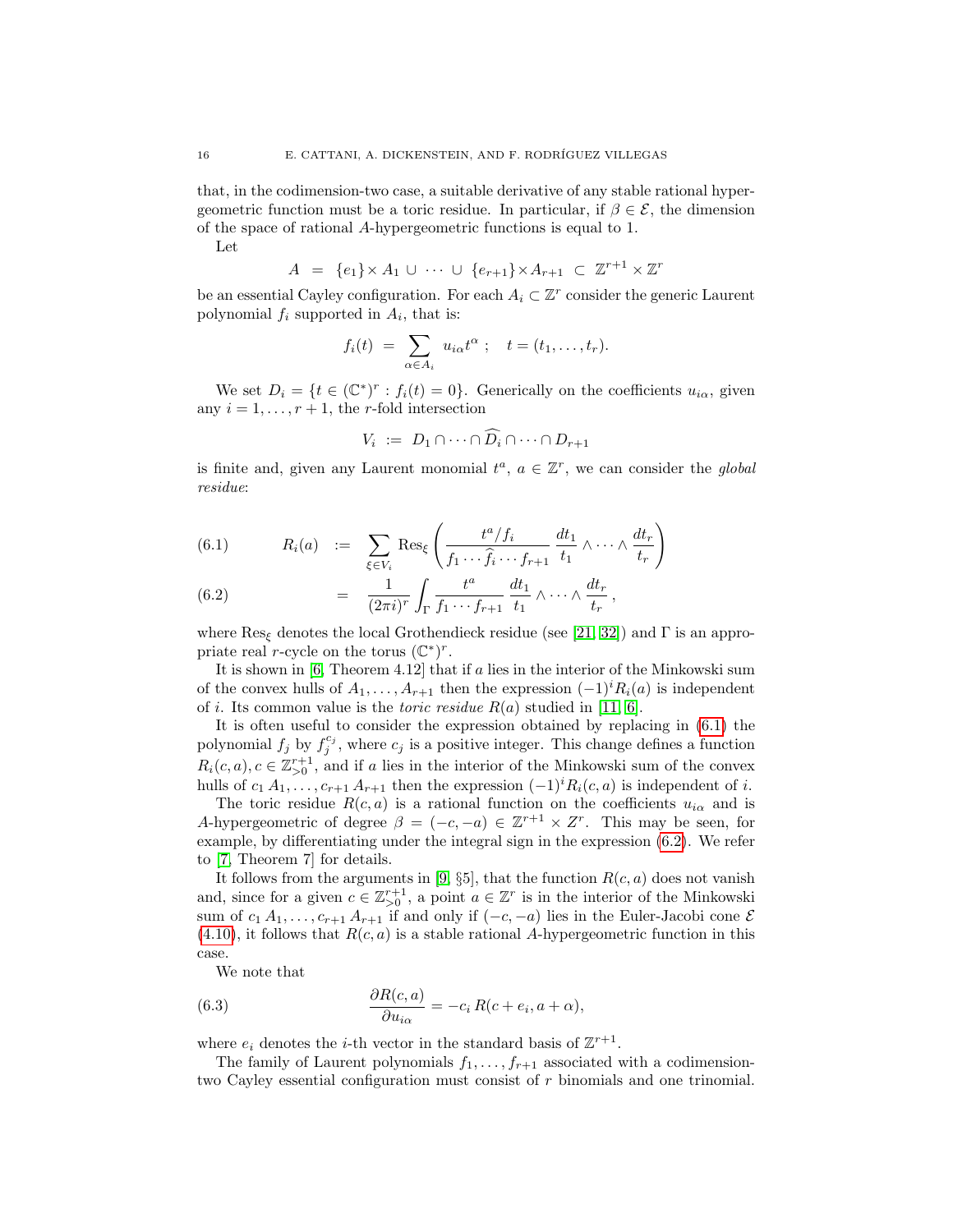that, in the codimension-two case, a suitable derivative of any stable rational hypergeometric function must be a toric residue. In particular, if $\beta \in \mathcal{E}$, the dimension of the space of rational $A$-hypergeometric functions is equal to 1.

Let

$$A \;=\; \{e_1\}\times A_1 \,\cup\, \cdots \,\cup\, \{e_{r+1}\}\times A_{r+1} \;\subset\; \mathbb{Z}^{r+1}\times\mathbb{Z}^r$$

be an essential Cayley configuration. For each $A_i \subset \mathbb{Z}^r$ consider the generic Laurent polynomial $f_i$ supported in $A_i$, that is:

$$f_i(t) \;=\; \sum_{\alpha\in A_i} u_{i\alpha} t^{\alpha} \;; \quad t = (t_1,\ldots,t_r).$$

We set $D_i = \{t \in (\mathbb{C}^*)^r : f_i(t) = 0\}$. Generically on the coefficients $u_{i\alpha}$, given any $i = 1,\ldots,r+1$, the $r$-fold intersection

$$V_i \;:=\; D_1\cap\cdots\cap \widehat{D_i}\cap\cdots\cap D_{r+1}$$

is finite and, given any Laurent monomial $t^a$, $a \in \mathbb{Z}^r$, we can consider the *global residue*:

$$R_i(a) \;:=\; \sum_{\xi\in V_i} \mathrm{Res}_{\xi}\left(\frac{t^a/f_i}{f_1\cdots\widehat{f_i}\cdots f_{r+1}}\,\frac{dt_1}{t_1}\wedge\cdots\wedge\frac{dt_r}{t_r}\right) \tag{6.1}$$

$$= \;\frac{1}{(2\pi i)^r}\int_{\Gamma}\frac{t^a}{f_1\cdots f_{r+1}}\,\frac{dt_1}{t_1}\wedge\cdots\wedge\frac{dt_r}{t_r}\,, \tag{6.2}$$

where $\mathrm{Res}_{\xi}$ denotes the local Grothendieck residue (see [21, 32]) and $\Gamma$ is an appropriate real $r$-cycle on the torus $(\mathbb{C}^*)^r$.

It is shown in [6, Theorem 4.12] that if $a$ lies in the interior of the Minkowski sum of the convex hulls of $A_1,\ldots,A_{r+1}$ then the expression $(-1)^i R_i(a)$ is independent of $i$. Its common value is the *toric residue* $R(a)$ studied in [11, 6].

It is often useful to consider the expression obtained by replacing in (6.1) the polynomial $f_j$ by $f_j^{c_j}$, where $c_j$ is a positive integer. This change defines a function $R_i(c,a), c\in\mathbb{Z}^{r+1}_{>0}$, and if $a$ lies in the interior of the Minkowski sum of the convex hulls of $c_1\,A_1,\ldots,c_{r+1}\,A_{r+1}$ then the expression $(-1)^i R_i(c,a)$ is independent of $i$.

The toric residue $R(c,a)$ is a rational function on the coefficients $u_{i\alpha}$ and is $A$-hypergeometric of degree $\beta = (-c,-a) \in \mathbb{Z}^{r+1}\times Z^r$. This may be seen, for example, by differentiating under the integral sign in the expression (6.2). We refer to [7, Theorem 7] for details.

It follows from the arguments in [9, §5], that the function $R(c,a)$ does not vanish and, since for a given $c\in\mathbb{Z}^{r+1}_{>0}$, a point $a\in\mathbb{Z}^r$ is in the interior of the Minkowski sum of $c_1\,A_1,\ldots,c_{r+1}\,A_{r+1}$ if and only if $(-c,-a)$ lies in the Euler-Jacobi cone $\mathcal{E}$ (4.10), it follows that $R(c,a)$ is a stable rational $A$-hypergeometric function in this case.

We note that

$$\frac{\partial R(c,a)}{\partial u_{i\alpha}} = -c_i\,R(c+e_i,a+\alpha), \tag{6.3}$$

where $e_i$ denotes the $i$-th vector in the standard basis of $\mathbb{Z}^{r+1}$.

The family of Laurent polynomials $f_1,\ldots,f_{r+1}$ associated with a codimension-two Cayley essential configuration must consist of $r$ binomials and one trinomial.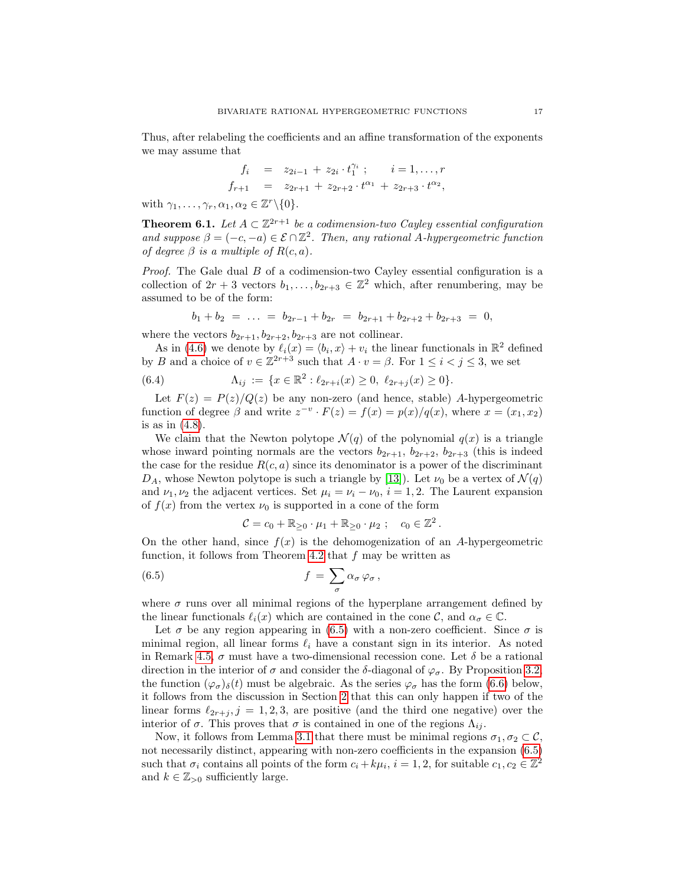Thus, after relabeling the coefficients and an affine transformation of the exponents we may assume that

$$\begin{aligned} f_i &= z_{2i-1} + z_{2i} \cdot t_1^{\gamma_i} \;; \qquad i = 1, \dots, r \\ f_{r+1} &= z_{2r+1} + z_{2r+2} \cdot t^{\alpha_1} + z_{2r+3} \cdot t^{\alpha_2}, \end{aligned}$$

with $\gamma_1, \dots, \gamma_r, \alpha_1, \alpha_2 \in \mathbb{Z}^r \backslash \{0\}$.

**Theorem 6.1.** *Let $A \subset \mathbb{Z}^{2r+1}$ be a codimension-two Cayley essential configuration and suppose $\beta = (-c, -a) \in \mathcal{E} \cap \mathbb{Z}^2$. Then, any rational $A$-hypergeometric function of degree $\beta$ is a multiple of $R(c, a)$.*

*Proof.* The Gale dual $B$ of a codimension-two Cayley essential configuration is a collection of $2r + 3$ vectors $b_1, \dots, b_{2r+3} \in \mathbb{Z}^2$ which, after renumbering, may be assumed to be of the form:

$$b_1 + b_2 \;=\; \dots \;=\; b_{2r-1} + b_{2r} \;=\; b_{2r+1} + b_{2r+2} + b_{2r+3} \;=\; 0,$$

where the vectors $b_{2r+1}, b_{2r+2}, b_{2r+3}$ are not collinear.

As in (4.6) we denote by $\ell_i(x) = \langle b_i, x \rangle + v_i$ the linear functionals in $\mathbb{R}^2$ defined by $B$ and a choice of $v \in \mathbb{Z}^{2r+3}$ such that $A \cdot v = \beta$. For $1 \le i < j \le 3$, we set

$$\Lambda_{ij} \;:=\; \{x \in \mathbb{R}^2 : \ell_{2r+i}(x) \ge 0,\; \ell_{2r+j}(x) \ge 0\}. \tag{6.4}$$

Let $F(z) = P(z)/Q(z)$ be any non-zero (and hence, stable) $A$-hypergeometric function of degree $\beta$ and write $z^{-v} \cdot F(z) = f(x) = p(x)/q(x)$, where $x = (x_1, x_2)$ is as in (4.8).

We claim that the Newton polytope $\mathcal{N}(q)$ of the polynomial $q(x)$ is a triangle whose inward pointing normals are the vectors $b_{2r+1}$, $b_{2r+2}$, $b_{2r+3}$ (this is indeed the case for the residue $R(c, a)$ since its denominator is a power of the discriminant $D_A$, whose Newton polytope is such a triangle by [13]). Let $\nu_0$ be a vertex of $\mathcal{N}(q)$ and $\nu_1, \nu_2$ the adjacent vertices. Set $\mu_i = \nu_i - \nu_0$, $i = 1, 2$. The Laurent expansion of $f(x)$ from the vertex $\nu_0$ is supported in a cone of the form

$$\mathcal{C} = c_0 + \mathbb{R}_{\ge 0} \cdot \mu_1 + \mathbb{R}_{\ge 0} \cdot \mu_2 \;; \quad c_0 \in \mathbb{Z}^2 .$$

On the other hand, since $f(x)$ is the dehomogenization of an $A$-hypergeometric function, it follows from Theorem 4.2 that $f$ may be written as

$$f \;=\; \sum_\sigma \alpha_\sigma \, \varphi_\sigma \,, \tag{6.5}$$

where $\sigma$ runs over all minimal regions of the hyperplane arrangement defined by the linear functionals $\ell_i(x)$ which are contained in the cone $\mathcal{C}$, and $\alpha_\sigma \in \mathbb{C}$.

Let $\sigma$ be any region appearing in (6.5) with a non-zero coefficient. Since $\sigma$ is minimal region, all linear forms $\ell_i$ have a constant sign in its interior. As noted in Remark 4.5, $\sigma$ must have a two-dimensional recession cone. Let $\delta$ be a rational direction in the interior of $\sigma$ and consider the $\delta$-diagonal of $\varphi_\sigma$. By Proposition 3.2, the function $(\varphi_\sigma)_\delta(t)$ must be algebraic. As the series $\varphi_\sigma$ has the form (6.6) below, it follows from the discussion in Section 2 that this can only happen if two of the linear forms $\ell_{2r+j}, j = 1, 2, 3$, are positive (and the third one negative) over the interior of $\sigma$. This proves that $\sigma$ is contained in one of the regions $\Lambda_{ij}$.

Now, it follows from Lemma 3.1 that there must be minimal regions $\sigma_1, \sigma_2 \subset \mathcal{C}$, not necessarily distinct, appearing with non-zero coefficients in the expansion (6.5) such that $\sigma_i$ contains all points of the form $c_i + k\mu_i$, $i = 1, 2$, for suitable $c_1, c_2 \in \mathbb{Z}^2$ and $k \in \mathbb{Z}_{>0}$ sufficiently large.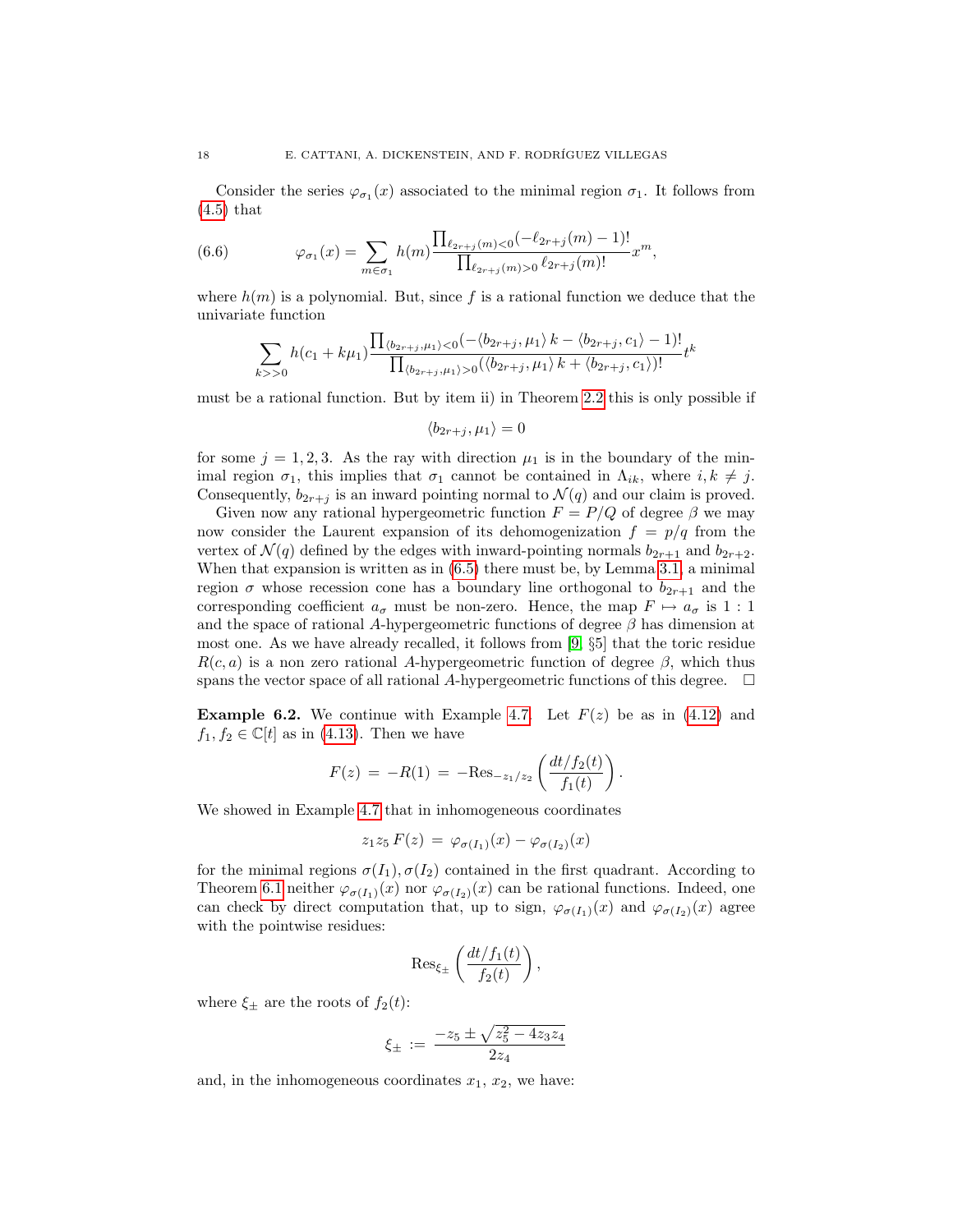Consider the series $\varphi_{\sigma_1}(x)$ associated to the minimal region $\sigma_1$. It follows from (4.5) that

$$\varphi_{\sigma_1}(x) = \sum_{m\in\sigma_1} h(m) \frac{\prod_{\ell_{2r+j}(m)<0}(-\ell_{2r+j}(m)-1)!}{\prod_{\ell_{2r+j}(m)>0}\ell_{2r+j}(m)!} x^m, \tag{6.6}$$

where $h(m)$ is a polynomial. But, since $f$ is a rational function we deduce that the univariate function

$$\sum_{k>>0} h(c_1 + k\mu_1) \frac{\prod_{\langle b_{2r+j},\mu_1\rangle<0}(-\langle b_{2r+j},\mu_1\rangle\, k - \langle b_{2r+j}, c_1\rangle - 1)!}{\prod_{\langle b_{2r+j},\mu_1\rangle>0}(\langle b_{2r+j},\mu_1\rangle\, k + \langle b_{2r+j}, c_1\rangle)!} t^k$$

must be a rational function. But by item ii) in Theorem 2.2 this is only possible if

$$\langle b_{2r+j}, \mu_1\rangle = 0$$

for some $j = 1, 2, 3$. As the ray with direction $\mu_1$ is in the boundary of the minimal region $\sigma_1$, this implies that $\sigma_1$ cannot be contained in $\Lambda_{ik}$, where $i, k \neq j$. Consequently, $b_{2r+j}$ is an inward pointing normal to $\mathcal{N}(q)$ and our claim is proved.

Given now any rational hypergeometric function $F = P/Q$ of degree $\beta$ we may now consider the Laurent expansion of its dehomogenization $f = p/q$ from the vertex of $\mathcal{N}(q)$ defined by the edges with inward-pointing normals $b_{2r+1}$ and $b_{2r+2}$. When that expansion is written as in (6.5) there must be, by Lemma 3.1, a minimal region $\sigma$ whose recession cone has a boundary line orthogonal to $b_{2r+1}$ and the corresponding coefficient $a_\sigma$ must be non-zero. Hence, the map $F \mapsto a_\sigma$ is $1:1$ and the space of rational $A$-hypergeometric functions of degree $\beta$ has dimension at most one. As we have already recalled, it follows from [9, §5] that the toric residue $R(c, a)$ is a non zero rational $A$-hypergeometric function of degree $\beta$, which thus spans the vector space of all rational $A$-hypergeometric functions of this degree. □

**Example 6.2.** We continue with Example 4.7. Let $F(z)$ be as in (4.12) and $f_1, f_2 \in \mathbb{C}[t]$ as in (4.13). Then we have

$$F(z) \;=\; -R(1) \;=\; -\mathrm{Res}_{-z_1/z_2}\left(\frac{dt/f_2(t)}{f_1(t)}\right).$$

We showed in Example 4.7 that in inhomogeneous coordinates

$$z_1 z_5\, F(z) \;=\; \varphi_{\sigma(I_1)}(x) - \varphi_{\sigma(I_2)}(x)$$

for the minimal regions $\sigma(I_1), \sigma(I_2)$ contained in the first quadrant. According to Theorem 6.1 neither $\varphi_{\sigma(I_1)}(x)$ nor $\varphi_{\sigma(I_2)}(x)$ can be rational functions. Indeed, one can check by direct computation that, up to sign, $\varphi_{\sigma(I_1)}(x)$ and $\varphi_{\sigma(I_2)}(x)$ agree with the pointwise residues:

$$\mathrm{Res}_{\xi_\pm}\left(\frac{dt/f_1(t)}{f_2(t)}\right),$$

where $\xi_\pm$ are the roots of $f_2(t)$:

$$\xi_\pm \;:=\; \frac{-z_5 \pm \sqrt{z_5^2 - 4z_3z_4}}{2z_4}$$

and, in the inhomogeneous coordinates $x_1$, $x_2$, we have: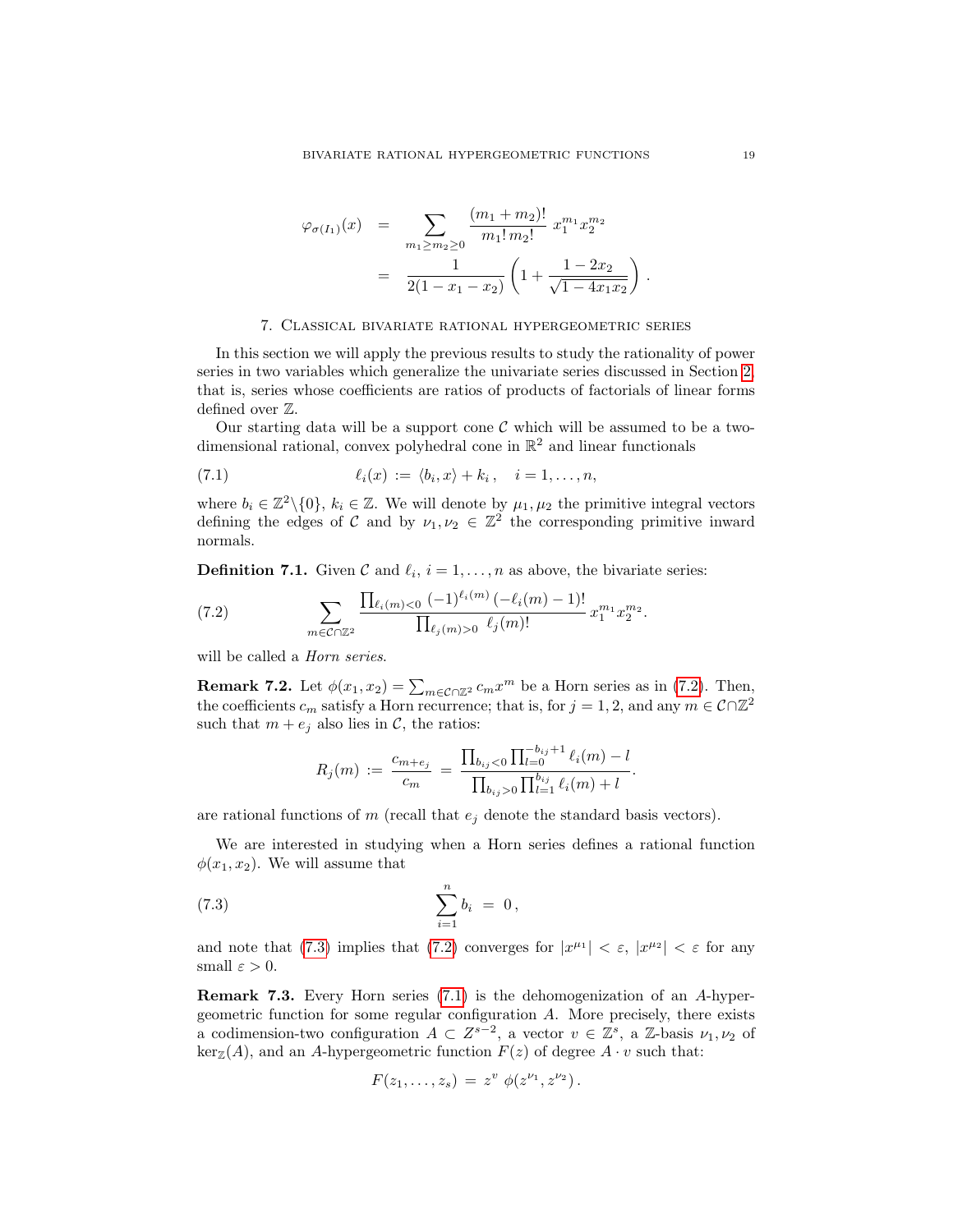$$
\begin{aligned}
\varphi_{\sigma(I_1)}(x) &= \sum_{m_1 \geq m_2 \geq 0} \frac{(m_1+m_2)!}{m_1!\, m_2!}\, x_1^{m_1} x_2^{m_2} \\
&= \frac{1}{2(1-x_1-x_2)} \left(1 + \frac{1-2x_2}{\sqrt{1-4x_1x_2}}\right).
\end{aligned}
$$

## 7. Classical bivariate rational hypergeometric series

In this section we will apply the previous results to study the rationality of power series in two variables which generalize the univariate series discussed in Section 2, that is, series whose coefficients are ratios of products of factorials of linear forms defined over $\mathbb{Z}$.

Our starting data will be a support cone $\mathcal{C}$ which will be assumed to be a two-dimensional rational, convex polyhedral cone in $\mathbb{R}^2$ and linear functionals

$$
\ell_i(x) := \langle b_i, x\rangle + k_i\,, \quad i = 1, \ldots, n, \tag{7.1}
$$

where $b_i \in \mathbb{Z}^2 \backslash \{0\}$, $k_i \in \mathbb{Z}$. We will denote by $\mu_1, \mu_2$ the primitive integral vectors defining the edges of $\mathcal{C}$ and by $\nu_1, \nu_2 \in \mathbb{Z}^2$ the corresponding primitive inward normals.

**Definition 7.1.** Given $\mathcal{C}$ and $\ell_i$, $i = 1, \ldots, n$ as above, the bivariate series:

$$
\sum_{m \in \mathcal{C}\cap\mathbb{Z}^2} \frac{\prod_{\ell_i(m)<0} (-1)^{\ell_i(m)}\,(-\ell_i(m)-1)!}{\prod_{\ell_j(m)>0}\ \ell_j(m)!}\, x_1^{m_1} x_2^{m_2}. \tag{7.2}
$$

will be called a *Horn series*.

**Remark 7.2.** Let $\phi(x_1, x_2) = \sum_{m\in\mathcal{C}\cap\mathbb{Z}^2} c_m x^m$ be a Horn series as in (7.2). Then, the coefficients $c_m$ satisfy a Horn recurrence; that is, for $j = 1, 2$, and any $m \in \mathcal{C}\cap\mathbb{Z}^2$ such that $m + e_j$ also lies in $\mathcal{C}$, the ratios:

$$
R_j(m) := \frac{c_{m+e_j}}{c_m} = \frac{\prod_{b_{ij}<0} \prod_{l=0}^{-b_{ij}+1} \ell_i(m) - l}{\prod_{b_{ij}>0} \prod_{l=1}^{b_{ij}} \ell_i(m) + l}.
$$

are rational functions of $m$ (recall that $e_j$ denote the standard basis vectors).

We are interested in studying when a Horn series defines a rational function $\phi(x_1, x_2)$. We will assume that

$$
\sum_{i=1}^{n} b_i = 0\,, \tag{7.3}
$$

and note that (7.3) implies that (7.2) converges for $|x^{\mu_1}| < \varepsilon$, $|x^{\mu_2}| < \varepsilon$ for any small $\varepsilon > 0$.

**Remark 7.3.** Every Horn series (7.1) is the dehomogenization of an $A$-hypergeometric function for some regular configuration $A$. More precisely, there exists a codimension-two configuration $A \subset Z^{s-2}$, a vector $v \in \mathbb{Z}^s$, a $\mathbb{Z}$-basis $\nu_1, \nu_2$ of $\ker_{\mathbb{Z}}(A)$, and an $A$-hypergeometric function $F(z)$ of degree $A \cdot v$ such that:

$$
F(z_1, \ldots, z_s) = z^v\ \phi(z^{\nu_1}, z^{\nu_2}).
$$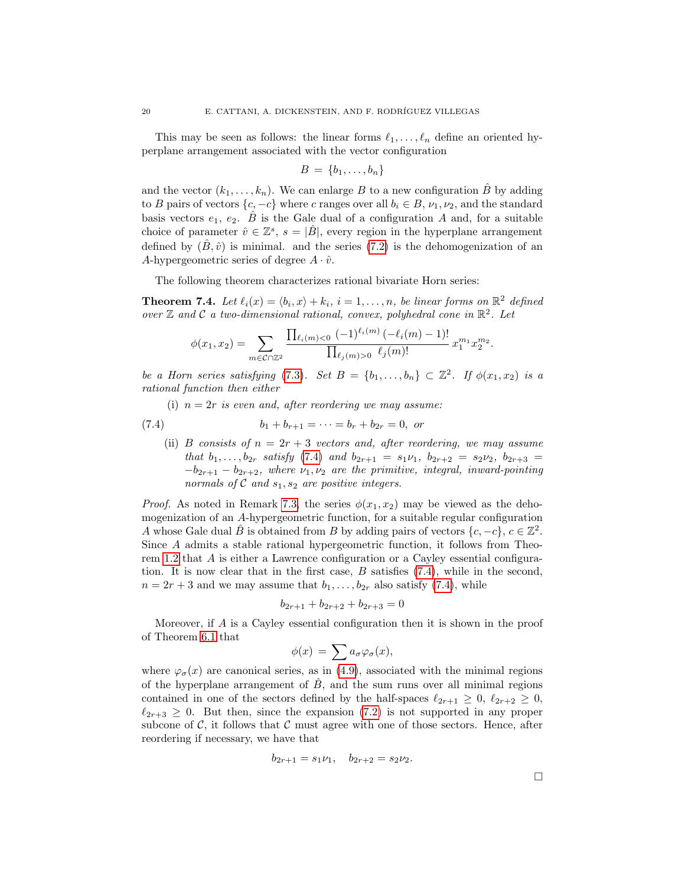This may be seen as follows: the linear forms $\ell_1, \ldots, \ell_n$ define an oriented hyperplane arrangement associated with the vector configuration

$$B = \{b_1, \ldots, b_n\}$$

and the vector $(k_1, \ldots, k_n)$. We can enlarge $B$ to a new configuration $\hat{B}$ by adding to $B$ pairs of vectors $\{c, -c\}$ where $c$ ranges over all $b_i \in B$, $\nu_1, \nu_2$, and the standard basis vectors $e_1$, $e_2$. $\hat{B}$ is the Gale dual of a configuration $A$ and, for a suitable choice of parameter $\hat{v} \in \mathbb{Z}^s$, $s = |\hat{B}|$, every region in the hyperplane arrangement defined by $(\hat{B}, \hat{v})$ is minimal. and the series (7.2) is the dehomogenization of an $A$-hypergeometric series of degree $A \cdot \hat{v}$.

The following theorem characterizes rational bivariate Horn series:

**Theorem 7.4.** *Let $\ell_i(x) = \langle b_i, x\rangle + k_i$, $i = 1, \ldots, n$, be linear forms on $\mathbb{R}^2$ defined over $\mathbb{Z}$ and $\mathcal{C}$ a two-dimensional rational, convex, polyhedral cone in $\mathbb{R}^2$. Let*

$$\phi(x_1, x_2) = \sum_{m \in \mathcal{C}\cap\mathbb{Z}^2} \frac{\prod_{\ell_i(m)<0} (-1)^{\ell_i(m)} (-\ell_i(m) - 1)!}{\prod_{\ell_j(m)>0} \ell_j(m)!} \, x_1^{m_1} x_2^{m_2}.$$

*be a Horn series satisfying (7.3). Set $B = \{b_1, \ldots, b_n\} \subset \mathbb{Z}^2$. If $\phi(x_1, x_2)$ is a rational function then either*

(i) *$n = 2r$ is even and, after reordering we may assume:*

$$b_1 + b_{r+1} = \cdots = b_r + b_{2r} = 0, \text{ or} \tag{7.4}$$

(ii) *$B$ consists of $n = 2r + 3$ vectors and, after reordering, we may assume that $b_1, \ldots, b_{2r}$ satisfy (7.4) and $b_{2r+1} = s_1\nu_1$, $b_{2r+2} = s_2\nu_2$, $b_{2r+3} = -b_{2r+1} - b_{2r+2}$, where $\nu_1, \nu_2$ are the primitive, integral, inward-pointing normals of $\mathcal{C}$ and $s_1, s_2$ are positive integers.*

*Proof.* As noted in Remark 7.3, the series $\phi(x_1, x_2)$ may be viewed as the dehomogenization of an $A$-hypergeometric function, for a suitable regular configuration $A$ whose Gale dual $\hat{B}$ is obtained from $B$ by adding pairs of vectors $\{c, -c\}$, $c \in \mathbb{Z}^2$. Since $A$ admits a stable rational hypergeometric function, it follows from Theorem 1.2 that $A$ is either a Lawrence configuration or a Cayley essential configuration. It is now clear that in the first case, $B$ satisfies (7.4), while in the second, $n = 2r + 3$ and we may assume that $b_1, \ldots, b_{2r}$ also satisfy (7.4), while

$$b_{2r+1} + b_{2r+2} + b_{2r+3} = 0$$

Moreover, if $A$ is a Cayley essential configuration then it is shown in the proof of Theorem 6.1 that

$$\phi(x) = \sum a_\sigma \varphi_\sigma(x),$$

where $\varphi_\sigma(x)$ are canonical series, as in (4.9), associated with the minimal regions of the hyperplane arrangement of $\hat{B}$, and the sum runs over all minimal regions contained in one of the sectors defined by the half-spaces $\ell_{2r+1} \geq 0$, $\ell_{2r+2} \geq 0$, $\ell_{2r+3} \geq 0$. But then, since the expansion (7.2) is not supported in any proper subcone of $\mathcal{C}$, it follows that $\mathcal{C}$ must agree with one of those sectors. Hence, after reordering if necessary, we have that

$$b_{2r+1} = s_1\nu_1, \quad b_{2r+2} = s_2\nu_2.$$

□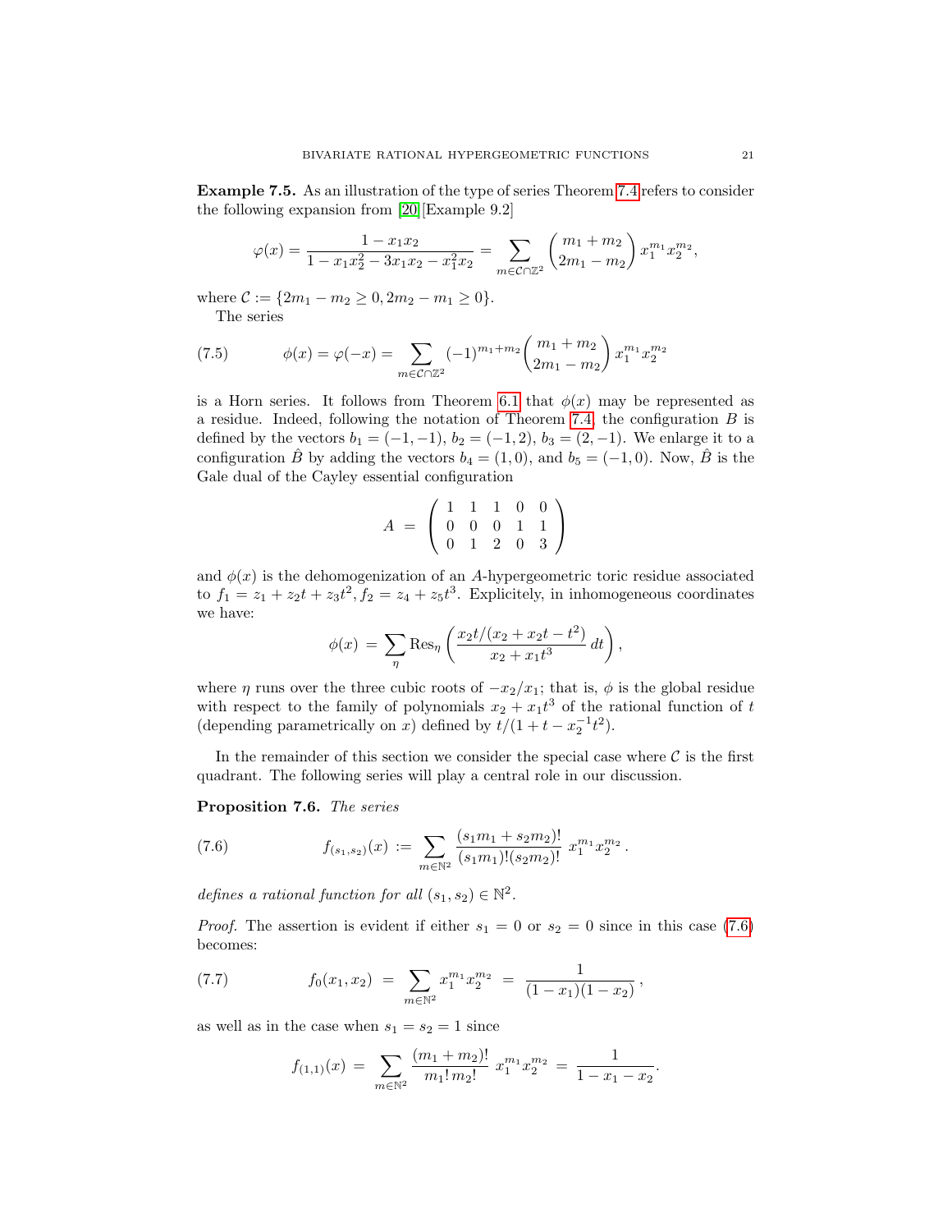**Example 7.5.** As an illustration of the type of series Theorem 7.4 refers to consider the following expansion from [20][Example 9.2]

$$\varphi(x) = \frac{1 - x_1 x_2}{1 - x_1 x_2^2 - 3x_1 x_2 - x_1^2 x_2} = \sum_{m \in \mathcal{C} \cap \mathbb{Z}^2} \binom{m_1 + m_2}{2m_1 - m_2} x_1^{m_1} x_2^{m_2},$$

where $\mathcal{C} := \{2m_1 - m_2 \geq 0, 2m_2 - m_1 \geq 0\}$.

The series

$$\phi(x) = \varphi(-x) = \sum_{m \in \mathcal{C} \cap \mathbb{Z}^2} (-1)^{m_1 + m_2} \binom{m_1 + m_2}{2m_1 - m_2} x_1^{m_1} x_2^{m_2} \tag{7.5}$$

is a Horn series. It follows from Theorem 6.1 that $\phi(x)$ may be represented as a residue. Indeed, following the notation of Theorem 7.4, the configuration $B$ is defined by the vectors $b_1 = (-1, -1)$, $b_2 = (-1, 2)$, $b_3 = (2, -1)$. We enlarge it to a configuration $\hat{B}$ by adding the vectors $b_4 = (1, 0)$, and $b_5 = (-1, 0)$. Now, $\hat{B}$ is the Gale dual of the Cayley essential configuration

$$A = \begin{pmatrix} 1 & 1 & 1 & 0 & 0 \\ 0 & 0 & 0 & 1 & 1 \\ 0 & 1 & 2 & 0 & 3 \end{pmatrix}$$

and $\phi(x)$ is the dehomogenization of an $A$-hypergeometric toric residue associated to $f_1 = z_1 + z_2 t + z_3 t^2$, $f_2 = z_4 + z_5 t^3$. Explicitly, in inhomogeneous coordinates we have:

$$\phi(x) = \sum_{\eta} \mathrm{Res}_{\eta} \left( \frac{x_2 t / (x_2 + x_2 t - t^2)}{x_2 + x_1 t^3} \, dt \right),$$

where $\eta$ runs over the three cubic roots of $-x_2/x_1$; that is, $\phi$ is the global residue with respect to the family of polynomials $x_2 + x_1 t^3$ of the rational function of $t$ (depending parametrically on $x$) defined by $t/(1 + t - x_2^{-1} t^2)$.

In the remainder of this section we consider the special case where $\mathcal{C}$ is the first quadrant. The following series will play a central role in our discussion.

**Proposition 7.6.** *The series*

$$f_{(s_1, s_2)}(x) := \sum_{m \in \mathbb{N}^2} \frac{(s_1 m_1 + s_2 m_2)!}{(s_1 m_1)!(s_2 m_2)!} \, x_1^{m_1} x_2^{m_2}. \tag{7.6}$$

*defines a rational function for all $(s_1, s_2) \in \mathbb{N}^2$.*

*Proof.* The assertion is evident if either $s_1 = 0$ or $s_2 = 0$ since in this case (7.6) becomes:

$$f_0(x_1, x_2) = \sum_{m \in \mathbb{N}^2} x_1^{m_1} x_2^{m_2} = \frac{1}{(1 - x_1)(1 - x_2)}, \tag{7.7}$$

as well as in the case when $s_1 = s_2 = 1$ since

$$f_{(1,1)}(x) = \sum_{m \in \mathbb{N}^2} \frac{(m_1 + m_2)!}{m_1! \, m_2!} \, x_1^{m_1} x_2^{m_2} = \frac{1}{1 - x_1 - x_2}.$$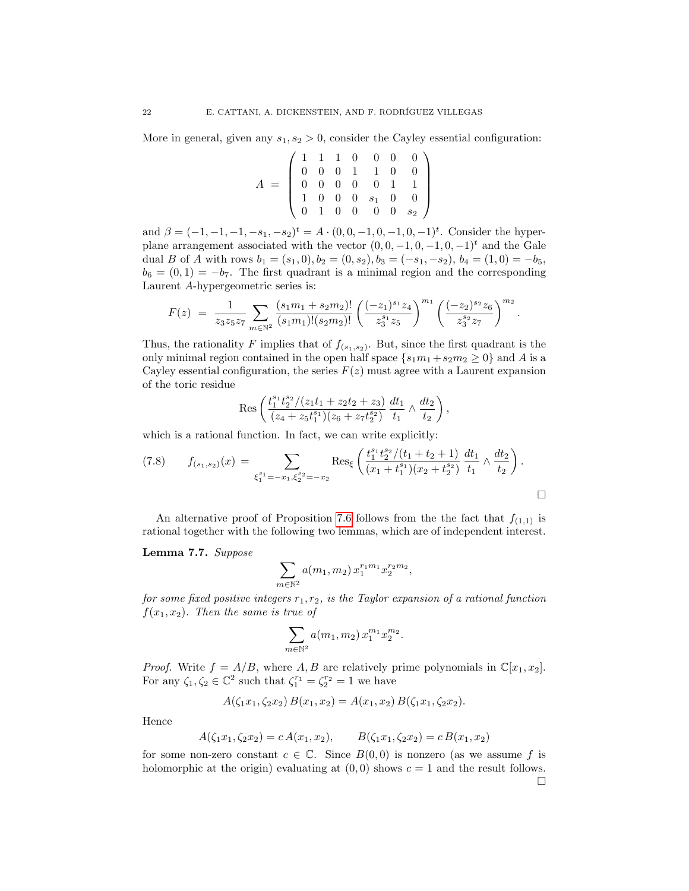More in general, given any $s_1, s_2 > 0$, consider the Cayley essential configuration:

$$
A \;=\; \begin{pmatrix} 1 & 1 & 1 & 0 & 0 & 0 & 0 \\ 0 & 0 & 0 & 1 & 1 & 0 & 0 \\ 0 & 0 & 0 & 0 & 0 & 1 & 1 \\ 1 & 0 & 0 & 0 & s_1 & 0 & 0 \\ 0 & 1 & 0 & 0 & 0 & 0 & s_2 \end{pmatrix}
$$

and $\beta = (-1,-1,-1,-s_1,-s_2)^t = A \cdot (0,0,-1,0,-1,0,-1)^t$. Consider the hyperplane arrangement associated with the vector $(0,0,-1,0,-1,0,-1)^t$ and the Gale dual $B$ of $A$ with rows $b_1 = (s_1, 0), b_2 = (0, s_2), b_3 = (-s_1, -s_2)$, $b_4 = (1,0) = -b_5$, $b_6 = (0,1) = -b_7$. The first quadrant is a minimal region and the corresponding Laurent $A$-hypergeometric series is:

$$
F(z) \;=\; \frac{1}{z_3 z_5 z_7} \sum_{m \in \mathbb{N}^2} \frac{(s_1 m_1 + s_2 m_2)!}{(s_1 m_1)!(s_2 m_2)!} \left( \frac{(-z_1)^{s_1} z_4}{z_3^{s_1} z_5} \right)^{m_1} \left( \frac{(-z_2)^{s_2} z_6}{z_3^{s_2} z_7} \right)^{m_2}.
$$

Thus, the rationality $F$ implies that of $f_{(s_1,s_2)}$. But, since the first quadrant is the only minimal region contained in the open half space $\{s_1 m_1 + s_2 m_2 \geq 0\}$ and $A$ is a Cayley essential configuration, the series $F(z)$ must agree with a Laurent expansion of the toric residue

$$
\operatorname{Res}\left( \frac{t_1^{s_1} t_2^{s_2}/(z_1 t_1 + z_2 t_2 + z_3)}{(z_4 + z_5 t_1^{s_1})(z_6 + z_7 t_2^{s_2})} \, \frac{dt_1}{t_1} \wedge \frac{dt_2}{t_2} \right),
$$

which is a rational function. In fact, we can write explicitly:

$$
f_{(s_1,s_2)}(x) \;=\; \sum_{\xi_1^{s_1} = -x_1, \xi_2^{s_2} = -x_2} \operatorname{Res}_\xi \left( \frac{t_1^{s_1} t_2^{s_2}/(t_1 + t_2 + 1)}{(x_1 + t_1^{s_1})(x_2 + t_2^{s_2})} \, \frac{dt_1}{t_1} \wedge \frac{dt_2}{t_2} \right). \tag{7.8}
$$

□

An alternative proof of Proposition 7.6 follows from the the fact that $f_{(1,1)}$ is rational together with the following two lemmas, which are of independent interest.

**Lemma 7.7.** *Suppose*

$$
\sum_{m \in \mathbb{N}^2} a(m_1, m_2) \, x_1^{r_1 m_1} x_2^{r_2 m_2},
$$

*for some fixed positive integers $r_1, r_2$, is the Taylor expansion of a rational function $f(x_1, x_2)$. Then the same is true of*

$$
\sum_{m \in \mathbb{N}^2} a(m_1, m_2) \, x_1^{m_1} x_2^{m_2}.
$$

*Proof.* Write $f = A/B$, where $A, B$ are relatively prime polynomials in $\mathbb{C}[x_1, x_2]$. For any $\zeta_1, \zeta_2 \in \mathbb{C}^2$ such that $\zeta_1^{r_1} = \zeta_2^{r_2} = 1$ we have

$$
A(\zeta_1 x_1, \zeta_2 x_2) \, B(x_1, x_2) = A(x_1, x_2) \, B(\zeta_1 x_1, \zeta_2 x_2).
$$

Hence

$$
A(\zeta_1 x_1, \zeta_2 x_2) = c \, A(x_1, x_2), \qquad B(\zeta_1 x_1, \zeta_2 x_2) = c \, B(x_1, x_2)
$$

for some non-zero constant $c \in \mathbb{C}$. Since $B(0,0)$ is nonzero (as we assume $f$ is holomorphic at the origin) evaluating at $(0,0)$ shows $c = 1$ and the result follows. □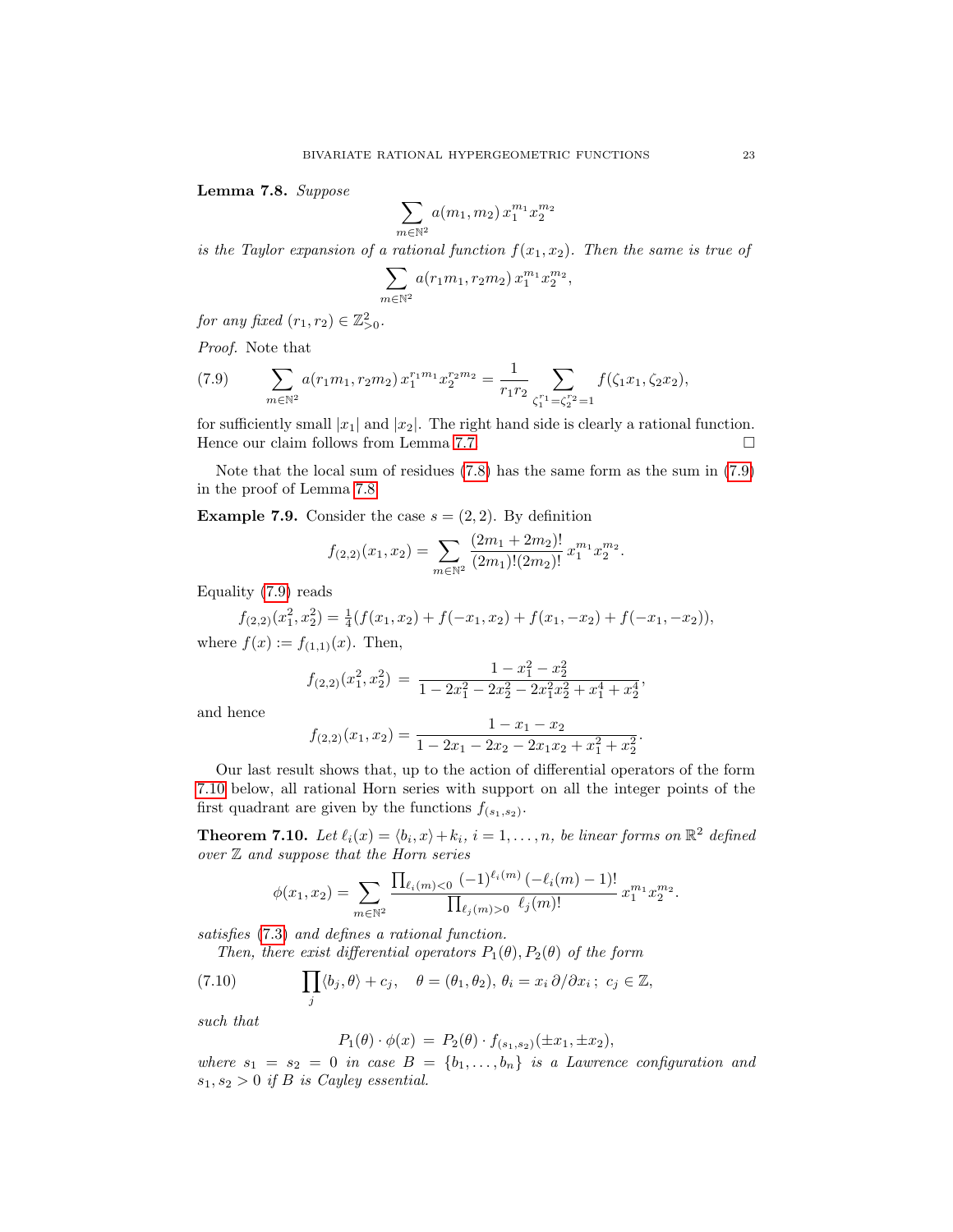**Lemma 7.8.** *Suppose*

$$\sum_{m\in\mathbb{N}^2} a(m_1,m_2)\,x_1^{m_1}x_2^{m_2}$$

*is the Taylor expansion of a rational function $f(x_1,x_2)$. Then the same is true of*

$$\sum_{m\in\mathbb{N}^2} a(r_1m_1,r_2m_2)\,x_1^{m_1}x_2^{m_2},$$

*for any fixed $(r_1,r_2)\in\mathbb{Z}^2_{>0}$.*

*Proof.* Note that

$$\sum_{m\in\mathbb{N}^2} a(r_1m_1,r_2m_2)\,x_1^{r_1m_1}x_2^{r_2m_2} = \frac{1}{r_1r_2}\sum_{\zeta_1^{r_1}=\zeta_2^{r_2}=1} f(\zeta_1x_1,\zeta_2x_2), \tag{7.9}$$

for sufficiently small $|x_1|$ and $|x_2|$. The right hand side is clearly a rational function. Hence our claim follows from Lemma 7.7. □

Note that the local sum of residues (7.8) has the same form as the sum in (7.9) in the proof of Lemma 7.8.

**Example 7.9.** Consider the case $s=(2,2)$. By definition

$$f_{(2,2)}(x_1,x_2) = \sum_{m\in\mathbb{N}^2}\frac{(2m_1+2m_2)!}{(2m_1)!(2m_2)!}\,x_1^{m_1}x_2^{m_2}.$$

Equality (7.9) reads

$$f_{(2,2)}(x_1^2,x_2^2) = \tfrac{1}{4}(f(x_1,x_2)+f(-x_1,x_2)+f(x_1,-x_2)+f(-x_1,-x_2)),$$

where $f(x):=f_{(1,1)}(x)$. Then,

$$f_{(2,2)}(x_1^2,x_2^2) \;=\; \frac{1-x_1^2-x_2^2}{1-2x_1^2-2x_2^2-2x_1^2x_2^2+x_1^4+x_2^4},$$

and hence

$$f_{(2,2)}(x_1,x_2) = \frac{1-x_1-x_2}{1-2x_1-2x_2-2x_1x_2+x_1^2+x_2^2}.$$

Our last result shows that, up to the action of differential operators of the form 7.10 below, all rational Horn series with support on all the integer points of the first quadrant are given by the functions $f_{(s_1,s_2)}$.

**Theorem 7.10.** *Let $\ell_i(x)=\langle b_i,x\rangle+k_i$, $i=1,\ldots,n$, be linear forms on $\mathbb{R}^2$ defined over $\mathbb{Z}$ and suppose that the Horn series*

$$\phi(x_1,x_2) = \sum_{m\in\mathbb{N}^2}\frac{\prod_{\ell_i(m)<0}(-1)^{\ell_i(m)}\,(-\ell_i(m)-1)!}{\prod_{\ell_j(m)>0}\,\ell_j(m)!}\,x_1^{m_1}x_2^{m_2}.$$

*satisfies (7.3) and defines a rational function.*

*Then, there exist differential operators $P_1(\theta),P_2(\theta)$ of the form*

$$\prod_j \langle b_j,\theta\rangle + c_j,\quad \theta=(\theta_1,\theta_2),\,\theta_i=x_i\,\partial/\partial x_i\,;\ c_j\in\mathbb{Z}, \tag{7.10}$$

*such that*

$$P_1(\theta)\cdot\phi(x) \;=\; P_2(\theta)\cdot f_{(s_1,s_2)}(\pm x_1,\pm x_2),$$

*where $s_1=s_2=0$ in case $B=\{b_1,\ldots,b_n\}$ is a Lawrence configuration and $s_1,s_2>0$ if $B$ is Cayley essential.*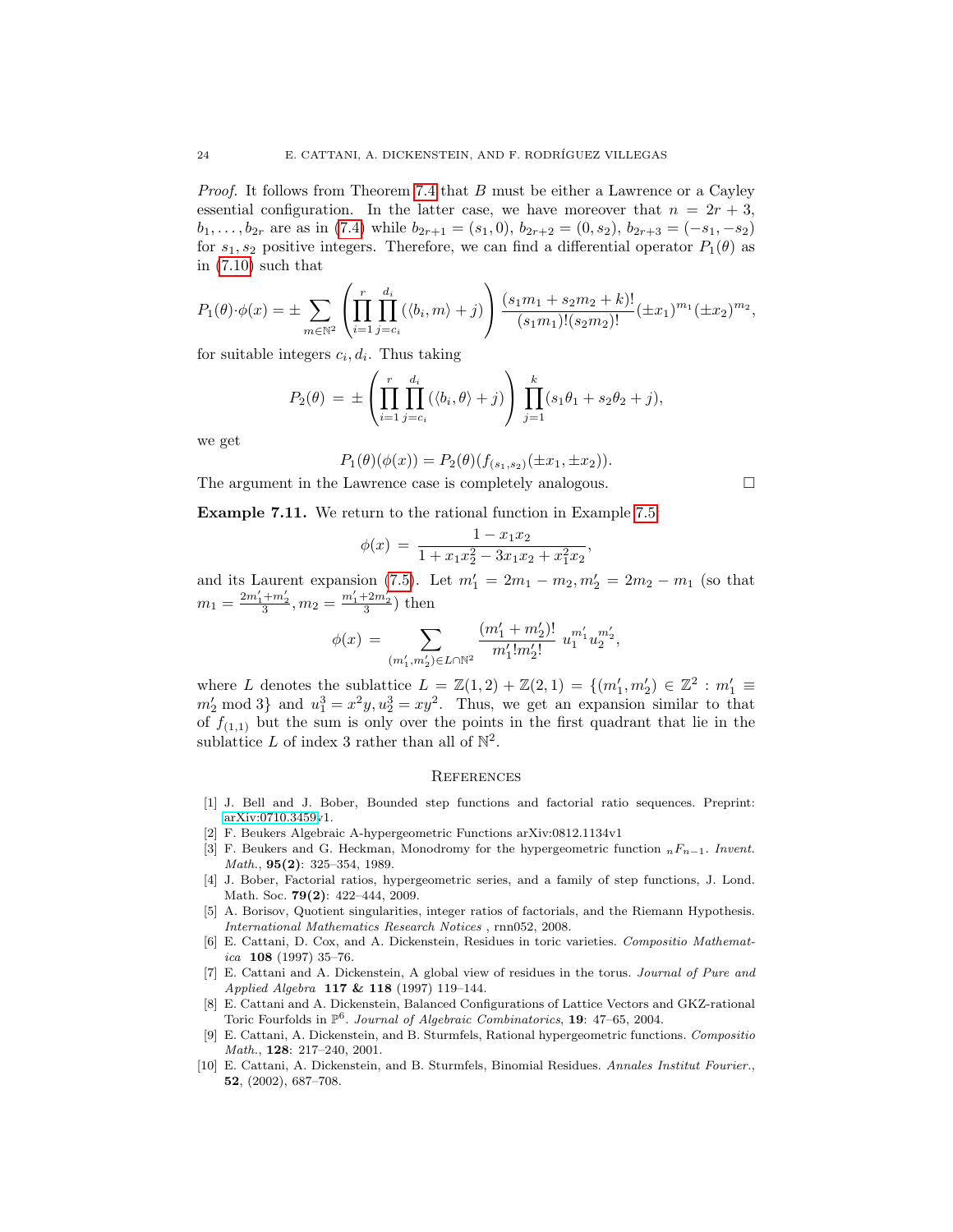*Proof.* It follows from Theorem 7.4 that $B$ must be either a Lawrence or a Cayley essential configuration. In the latter case, we have moreover that $n = 2r+3$, $b_1, \dots, b_{2r}$ are as in (7.4) while $b_{2r+1} = (s_1, 0)$, $b_{2r+2} = (0, s_2)$, $b_{2r+3} = (-s_1, -s_2)$ for $s_1, s_2$ positive integers. Therefore, we can find a differential operator $P_1(\theta)$ as in (7.10) such that

$$P_1(\theta)\cdot\phi(x) = \pm \sum_{m\in\mathbb{N}^2} \left( \prod_{i=1}^{r} \prod_{j=c_i}^{d_i} (\langle b_i, m\rangle + j) \right) \frac{(s_1 m_1 + s_2 m_2 + k)!}{(s_1 m_1)!(s_2 m_2)!} (\pm x_1)^{m_1} (\pm x_2)^{m_2},$$

for suitable integers $c_i, d_i$. Thus taking

$$P_2(\theta) \;=\; \pm \left( \prod_{i=1}^{r} \prod_{j=c_i}^{d_i} (\langle b_i, \theta\rangle + j) \right) \prod_{j=1}^{k} (s_1\theta_1 + s_2\theta_2 + j),$$

we get

$$P_1(\theta)(\phi(x)) = P_2(\theta)(f_{(s_1,s_2)}(\pm x_1, \pm x_2)).$$

The argument in the Lawrence case is completely analogous. □

**Example 7.11.** We return to the rational function in Example 7.5:

$$\phi(x) \;=\; \frac{1 - x_1x_2}{1 + x_1x_2^2 - 3x_1x_2 + x_1^2x_2},$$

and its Laurent expansion (7.5). Let $m_1' = 2m_1 - m_2, m_2' = 2m_2 - m_1$ (so that $m_1 = \frac{2m_1'+m_2'}{3}, m_2 = \frac{m_1'+2m_2'}{3}$) then

$$\phi(x) \;=\; \sum_{(m_1',m_2')\in L\cap\mathbb{N}^2} \frac{(m_1'+m_2')!}{m_1'!m_2'!}\; u_1^{m_1'} u_2^{m_2'},$$

where $L$ denotes the sublattice $L = \mathbb{Z}(1,2) + \mathbb{Z}(2,1) = \{(m_1', m_2') \in \mathbb{Z}^2 : m_1' \equiv m_2' \bmod 3\}$ and $u_1^3 = x^2y, u_2^3 = xy^2$. Thus, we get an expansion similar to that of $f_{(1,1)}$ but the sum is only over the points in the first quadrant that lie in the sublattice $L$ of index 3 rather than all of $\mathbb{N}^2$.

## References

[1] J. Bell and J. Bober, Bounded step functions and factorial ratio sequences. Preprint: arXiv:0710.3459v1.

[2] F. Beukers Algebraic A-hypergeometric Functions arXiv:0812.1134v1

[3] F. Beukers and G. Heckman, Monodromy for the hypergeometric function ${}_nF_{n-1}$. *Invent. Math.*, **95(2)**: 325–354, 1989.

[4] J. Bober, Factorial ratios, hypergeometric series, and a family of step functions, J. Lond. Math. Soc. **79(2)**: 422–444, 2009.

[5] A. Borisov, Quotient singularities, integer ratios of factorials, and the Riemann Hypothesis. *International Mathematics Research Notices* , rnn052, 2008.

[6] E. Cattani, D. Cox, and A. Dickenstein, Residues in toric varieties. *Compositio Mathematica* **108** (1997) 35–76.

[7] E. Cattani and A. Dickenstein, A global view of residues in the torus. *Journal of Pure and Applied Algebra* **117 & 118** (1997) 119–144.

[8] E. Cattani and A. Dickenstein, Balanced Configurations of Lattice Vectors and GKZ-rational Toric Fourfolds in $\mathbb{P}^6$. *Journal of Algebraic Combinatorics*, **19**: 47–65, 2004.

[9] E. Cattani, A. Dickenstein, and B. Sturmfels, Rational hypergeometric functions. *Compositio Math.*, **128**: 217–240, 2001.

[10] E. Cattani, A. Dickenstein, and B. Sturmfels, Binomial Residues. *Annales Institut Fourier.*, **52**, (2002), 687–708.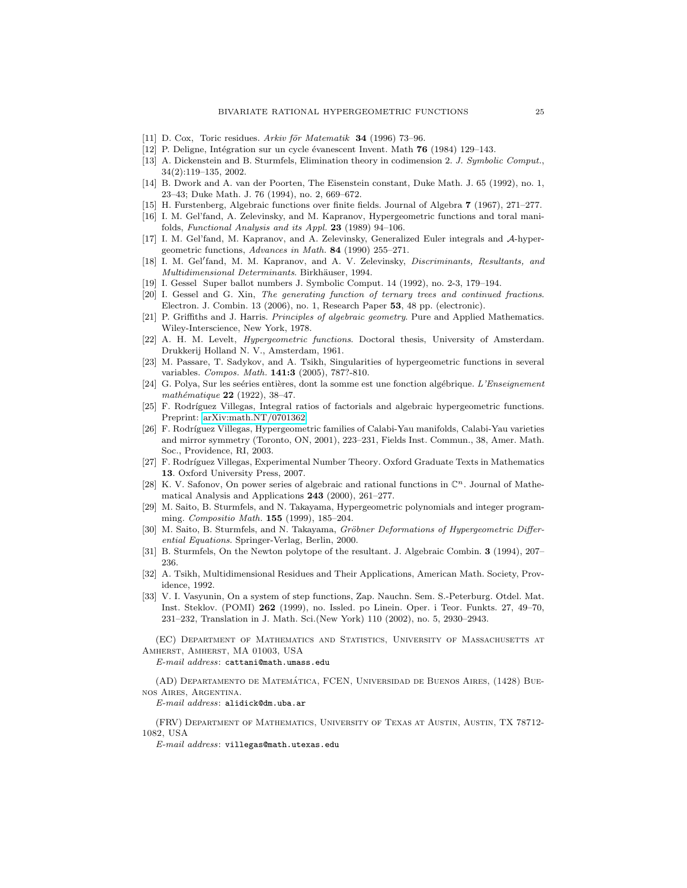[11] D. Cox, Toric residues. *Arkiv för Matematik* **34** (1996) 73–96.

[12] P. Deligne, Intégration sur un cycle évanescent Invent. Math **76** (1984) 129–143.

[13] A. Dickenstein and B. Sturmfels, Elimination theory in codimension 2. *J. Symbolic Comput.*, 34(2):119–135, 2002.

[14] B. Dwork and A. van der Poorten, The Eisenstein constant, Duke Math. J. 65 (1992), no. 1, 23–43; Duke Math. J. 76 (1994), no. 2, 669–672.

[15] H. Furstenberg, Algebraic functions over finite fields. Journal of Algebra **7** (1967), 271–277.

[16] I. M. Gel'fand, A. Zelevinsky, and M. Kapranov, Hypergeometric functions and toral manifolds, *Functional Analysis and its Appl.* **23** (1989) 94–106.

[17] I. M. Gel'fand, M. Kapranov, and A. Zelevinsky, Generalized Euler integrals and $\mathcal{A}$-hypergeometric functions, *Advances in Math.* **84** (1990) 255–271.

[18] I. M. Gel′fand, M. M. Kapranov, and A. V. Zelevinsky, *Discriminants, Resultants, and Multidimensional Determinants*. Birkhäuser, 1994.

[19] I. Gessel Super ballot numbers J. Symbolic Comput. 14 (1992), no. 2-3, 179–194.

[20] I. Gessel and G. Xin, *The generating function of ternary trees and continued fractions*. Electron. J. Combin. 13 (2006), no. 1, Research Paper **53**, 48 pp. (electronic).

[21] P. Griffiths and J. Harris. *Principles of algebraic geometry*. Pure and Applied Mathematics. Wiley-Interscience, New York, 1978.

[22] A. H. M. Levelt, *Hypergeometric functions*. Doctoral thesis, University of Amsterdam. Drukkerij Holland N. V., Amsterdam, 1961.

[23] M. Passare, T. Sadykov, and A. Tsikh, Singularities of hypergeometric functions in several variables. *Compos. Math.* **141:3** (2005), 787?-810.

[24] G. Polya, Sur les seéries entières, dont la somme est une fonction algébrique. *L'Enseignement mathématique* **22** (1922), 38–47.

[25] F. Rodríguez Villegas, Integral ratios of factorials and algebraic hypergeometric functions. Preprint: arXiv:math.NT/0701362.

[26] F. Rodríguez Villegas, Hypergeometric families of Calabi-Yau manifolds, Calabi-Yau varieties and mirror symmetry (Toronto, ON, 2001), 223–231, Fields Inst. Commun., 38, Amer. Math. Soc., Providence, RI, 2003.

[27] F. Rodríguez Villegas, Experimental Number Theory. Oxford Graduate Texts in Mathematics **13**. Oxford University Press, 2007.

[28] K. V. Safonov, On power series of algebraic and rational functions in $\mathbb{C}^n$. Journal of Mathematical Analysis and Applications **243** (2000), 261–277.

[29] M. Saito, B. Sturmfels, and N. Takayama, Hypergeometric polynomials and integer programming. *Compositio Math.* **155** (1999), 185–204.

[30] M. Saito, B. Sturmfels, and N. Takayama, *Gröbner Deformations of Hypergeometric Differential Equations*. Springer-Verlag, Berlin, 2000.

[31] B. Sturmfels, On the Newton polytope of the resultant. J. Algebraic Combin. **3** (1994), 207–236.

[32] A. Tsikh, Multidimensional Residues and Their Applications, American Math. Society, Providence, 1992.

[33] V. I. Vasyunin, On a system of step functions, Zap. Nauchn. Sem. S.-Peterburg. Otdel. Mat. Inst. Steklov. (POMI) **262** (1999), no. Issled. po Linein. Oper. i Teor. Funkts. 27, 49–70, 231–232, Translation in J. Math. Sci.(New York) 110 (2002), no. 5, 2930–2943.

(EC) Department of Mathematics and Statistics, University of Massachusetts at Amherst, Amherst, MA 01003, USA

*E-mail address*: cattani@math.umass.edu

(AD) Departamento de Matemática, FCEN, Universidad de Buenos Aires, (1428) Buenos Aires, Argentina.

*E-mail address*: alidick@dm.uba.ar

(FRV) Department of Mathematics, University of Texas at Austin, Austin, TX 78712-1082, USA

*E-mail address*: villegas@math.utexas.edu